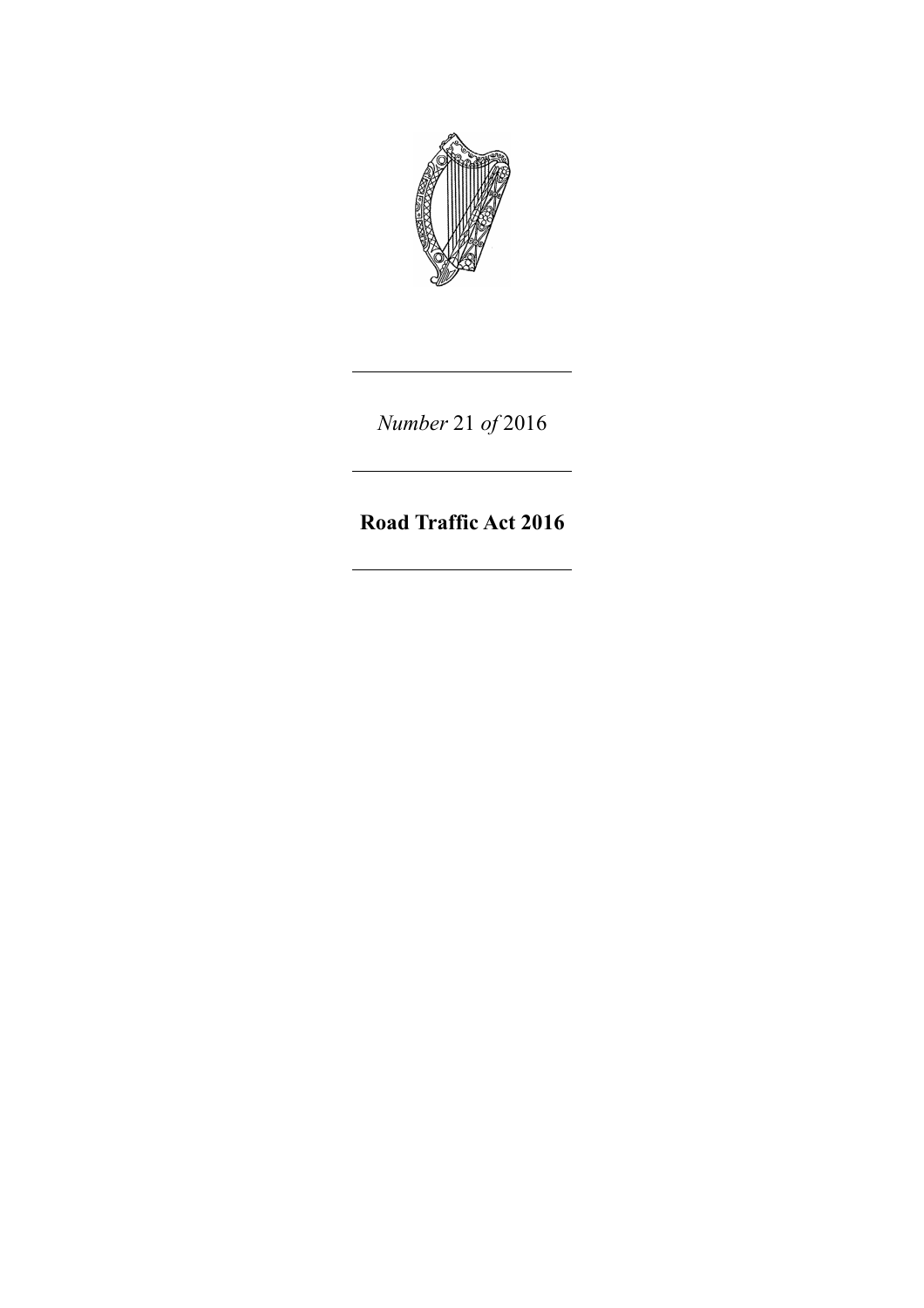*Number* 21 *of* 2016

---

# Road Traffic Act 2016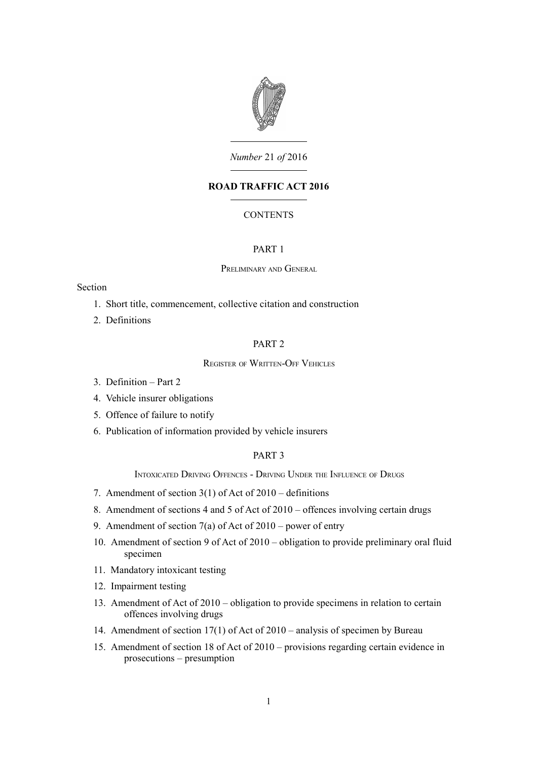*Number* 21 *of* 2016

**ROAD TRAFFIC ACT 2016**

CONTENTS

PART 1

Preliminary and General

Section

1. Short title, commencement, collective citation and construction
2. Definitions

PART 2

Register of Written-Off Vehicles

3. Definition – Part 2
4. Vehicle insurer obligations
5. Offence of failure to notify
6. Publication of information provided by vehicle insurers

PART 3

Intoxicated Driving Offences - Driving Under the Influence of Drugs

7. Amendment of section 3(1) of Act of 2010 – definitions
8. Amendment of sections 4 and 5 of Act of 2010 – offences involving certain drugs
9. Amendment of section 7(a) of Act of 2010 – power of entry
10. Amendment of section 9 of Act of 2010 – obligation to provide preliminary oral fluid specimen
11. Mandatory intoxicant testing
12. Impairment testing
13. Amendment of Act of 2010 – obligation to provide specimens in relation to certain offences involving drugs
14. Amendment of section 17(1) of Act of 2010 – analysis of specimen by Bureau
15. Amendment of section 18 of Act of 2010 – provisions regarding certain evidence in prosecutions – presumption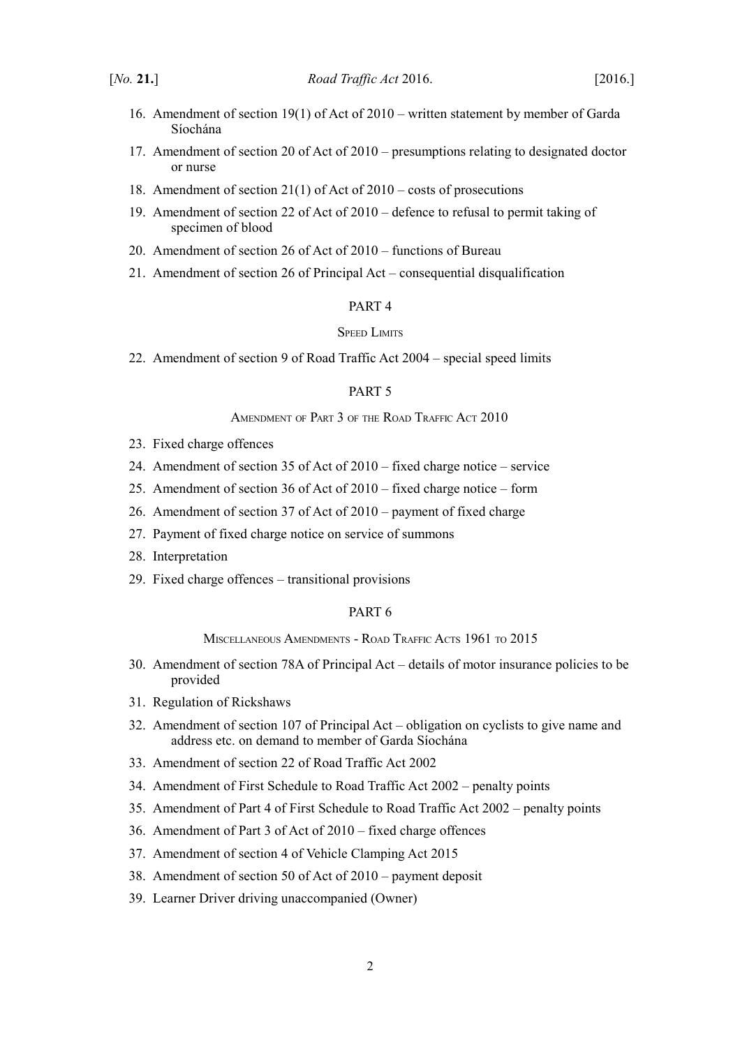16. Amendment of section 19(1) of Act of 2010 – written statement by member of Garda Síochána
17. Amendment of section 20 of Act of 2010 – presumptions relating to designated doctor or nurse
18. Amendment of section 21(1) of Act of 2010 – costs of prosecutions
19. Amendment of section 22 of Act of 2010 – defence to refusal to permit taking of specimen of blood
20. Amendment of section 26 of Act of 2010 – functions of Bureau
21. Amendment of section 26 of Principal Act – consequential disqualification

PART 4

SPEED LIMITS

22. Amendment of section 9 of Road Traffic Act 2004 – special speed limits

PART 5

AMENDMENT OF PART 3 OF THE ROAD TRAFFIC ACT 2010

23. Fixed charge offences
24. Amendment of section 35 of Act of 2010 – fixed charge notice – service
25. Amendment of section 36 of Act of 2010 – fixed charge notice – form
26. Amendment of section 37 of Act of 2010 – payment of fixed charge
27. Payment of fixed charge notice on service of summons
28. Interpretation
29. Fixed charge offences – transitional provisions

PART 6

MISCELLANEOUS AMENDMENTS - ROAD TRAFFIC ACTS 1961 TO 2015

30. Amendment of section 78A of Principal Act – details of motor insurance policies to be provided
31. Regulation of Rickshaws
32. Amendment of section 107 of Principal Act – obligation on cyclists to give name and address etc. on demand to member of Garda Síochána
33. Amendment of section 22 of Road Traffic Act 2002
34. Amendment of First Schedule to Road Traffic Act 2002 – penalty points
35. Amendment of Part 4 of First Schedule to Road Traffic Act 2002 – penalty points
36. Amendment of Part 3 of Act of 2010 – fixed charge offences
37. Amendment of section 4 of Vehicle Clamping Act 2015
38. Amendment of section 50 of Act of 2010 – payment deposit
39. Learner Driver driving unaccompanied (Owner)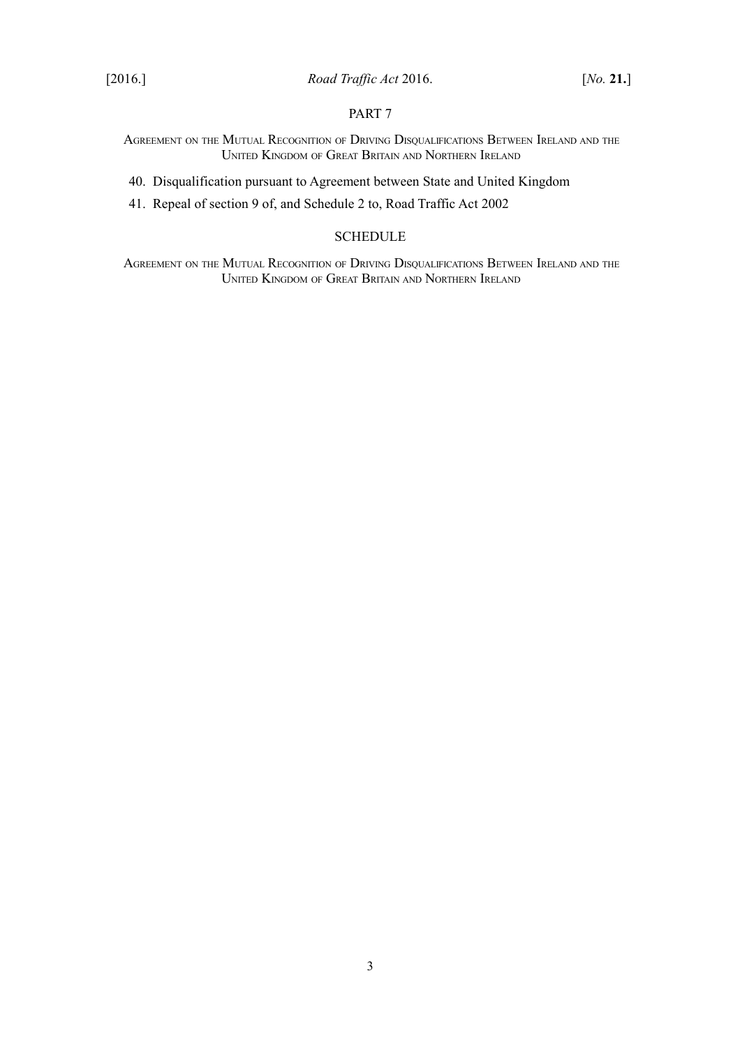PART 7

Agreement on the Mutual Recognition of Driving Disqualifications Between Ireland and the United Kingdom of Great Britain and Northern Ireland

40. Disqualification pursuant to Agreement between State and United Kingdom

41. Repeal of section 9 of, and Schedule 2 to, Road Traffic Act 2002

SCHEDULE

Agreement on the Mutual Recognition of Driving Disqualifications Between Ireland and the United Kingdom of Great Britain and Northern Ireland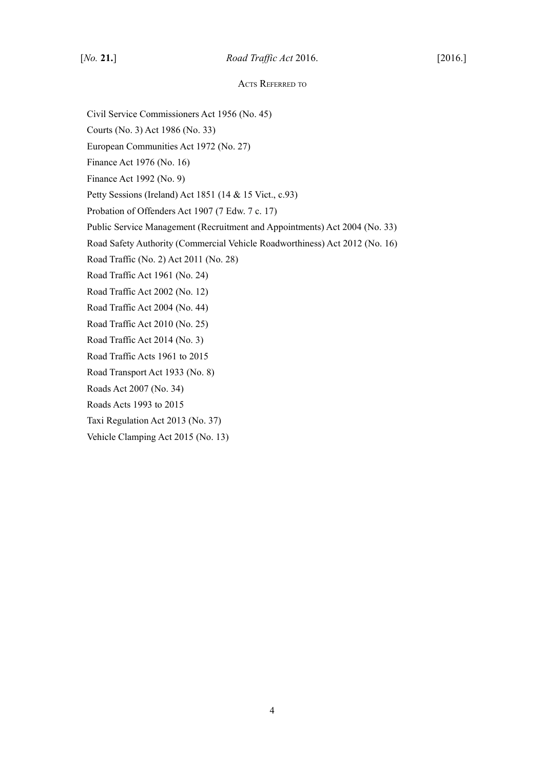## Acts Referred to

Civil Service Commissioners Act 1956 (No. 45)

Courts (No. 3) Act 1986 (No. 33)

European Communities Act 1972 (No. 27)

Finance Act 1976 (No. 16)

Finance Act 1992 (No. 9)

Petty Sessions (Ireland) Act 1851 (14 & 15 Vict., c.93)

Probation of Offenders Act 1907 (7 Edw. 7 c. 17)

Public Service Management (Recruitment and Appointments) Act 2004 (No. 33)

Road Safety Authority (Commercial Vehicle Roadworthiness) Act 2012 (No. 16)

Road Traffic (No. 2) Act 2011 (No. 28)

Road Traffic Act 1961 (No. 24)

Road Traffic Act 2002 (No. 12)

Road Traffic Act 2004 (No. 44)

Road Traffic Act 2010 (No. 25)

Road Traffic Act 2014 (No. 3)

Road Traffic Acts 1961 to 2015

Road Transport Act 1933 (No. 8)

Roads Act 2007 (No. 34)

Roads Acts 1993 to 2015

Taxi Regulation Act 2013 (No. 37)

Vehicle Clamping Act 2015 (No. 13)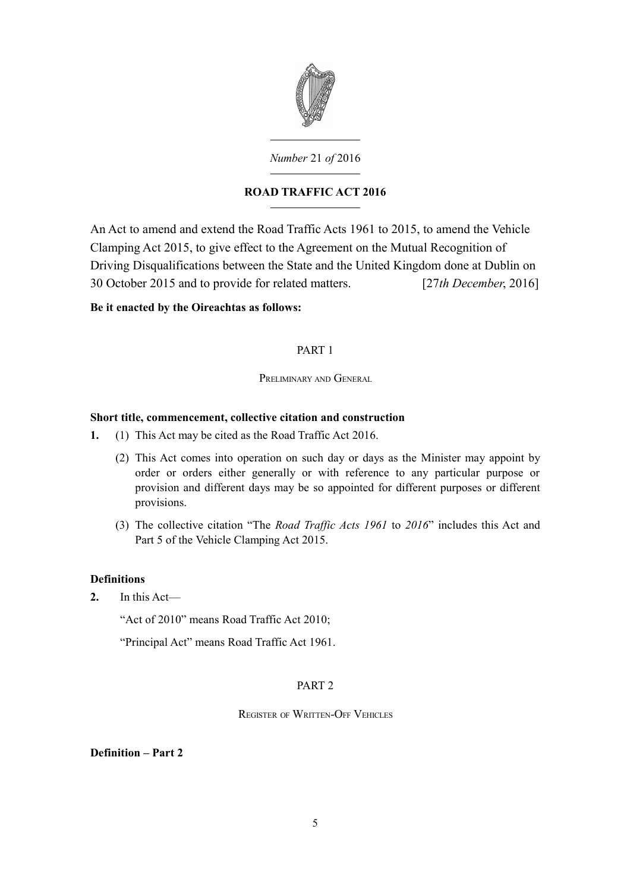*Number* 21 *of* 2016

# ROAD TRAFFIC ACT 2016

An Act to amend and extend the Road Traffic Acts 1961 to 2015, to amend the Vehicle Clamping Act 2015, to give effect to the Agreement on the Mutual Recognition of Driving Disqualifications between the State and the United Kingdom done at Dublin on 30 October 2015 and to provide for related matters. [27*th December*, 2016]

**Be it enacted by the Oireachtas as follows:**

## PART 1

### Preliminary and General

**Short title, commencement, collective citation and construction**

**1.** (1) This Act may be cited as the Road Traffic Act 2016.

(2) This Act comes into operation on such day or days as the Minister may appoint by order or orders either generally or with reference to any particular purpose or provision and different days may be so appointed for different purposes or different provisions.

(3) The collective citation "The *Road Traffic Acts 1961* to *2016*" includes this Act and Part 5 of the Vehicle Clamping Act 2015.

**Definitions**

**2.** In this Act—

"Act of 2010" means Road Traffic Act 2010;

"Principal Act" means Road Traffic Act 1961.

## PART 2

### Register of Written-Off Vehicles

**Definition – Part 2**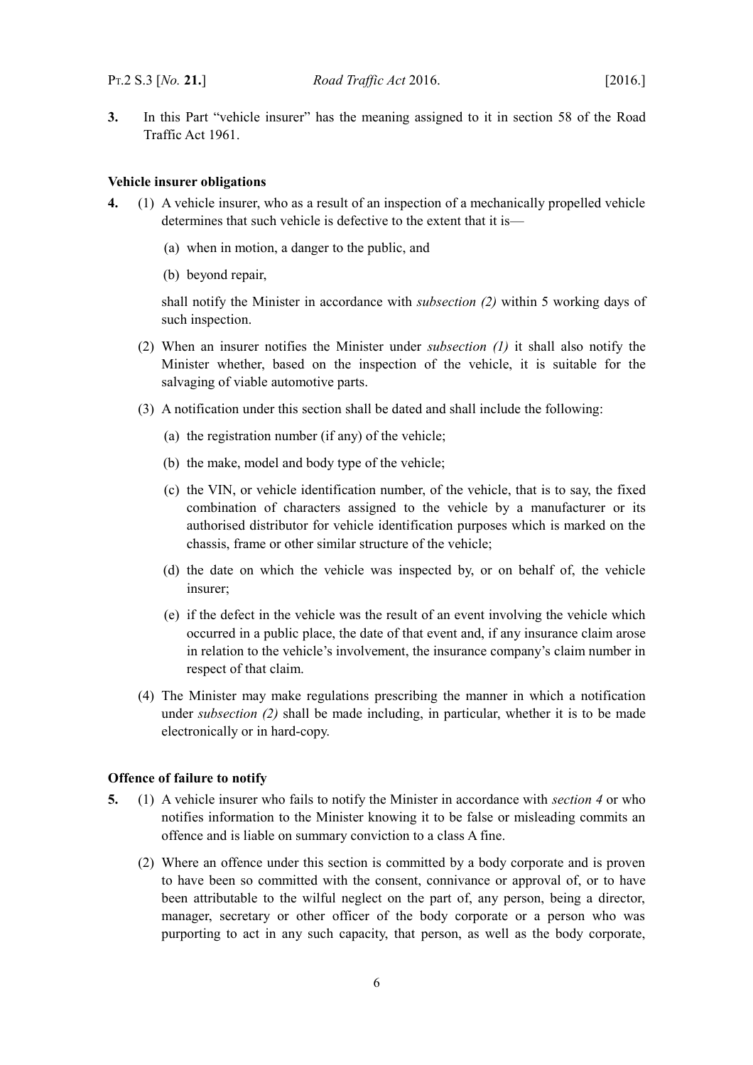**3.** In this Part "vehicle insurer" has the meaning assigned to it in section 58 of the Road Traffic Act 1961.

**Vehicle insurer obligations**

**4.** (1) A vehicle insurer, who as a result of an inspection of a mechanically propelled vehicle determines that such vehicle is defective to the extent that it is—

(a) when in motion, a danger to the public, and

(b) beyond repair,

shall notify the Minister in accordance with *subsection (2)* within 5 working days of such inspection.

(2) When an insurer notifies the Minister under *subsection (1)* it shall also notify the Minister whether, based on the inspection of the vehicle, it is suitable for the salvaging of viable automotive parts.

(3) A notification under this section shall be dated and shall include the following:

(a) the registration number (if any) of the vehicle;

(b) the make, model and body type of the vehicle;

(c) the VIN, or vehicle identification number, of the vehicle, that is to say, the fixed combination of characters assigned to the vehicle by a manufacturer or its authorised distributor for vehicle identification purposes which is marked on the chassis, frame or other similar structure of the vehicle;

(d) the date on which the vehicle was inspected by, or on behalf of, the vehicle insurer;

(e) if the defect in the vehicle was the result of an event involving the vehicle which occurred in a public place, the date of that event and, if any insurance claim arose in relation to the vehicle's involvement, the insurance company's claim number in respect of that claim.

(4) The Minister may make regulations prescribing the manner in which a notification under *subsection (2)* shall be made including, in particular, whether it is to be made electronically or in hard-copy.

**Offence of failure to notify**

**5.** (1) A vehicle insurer who fails to notify the Minister in accordance with *section 4* or who notifies information to the Minister knowing it to be false or misleading commits an offence and is liable on summary conviction to a class A fine.

(2) Where an offence under this section is committed by a body corporate and is proven to have been so committed with the consent, connivance or approval of, or to have been attributable to the wilful neglect on the part of, any person, being a director, manager, secretary or other officer of the body corporate or a person who was purporting to act in any such capacity, that person, as well as the body corporate,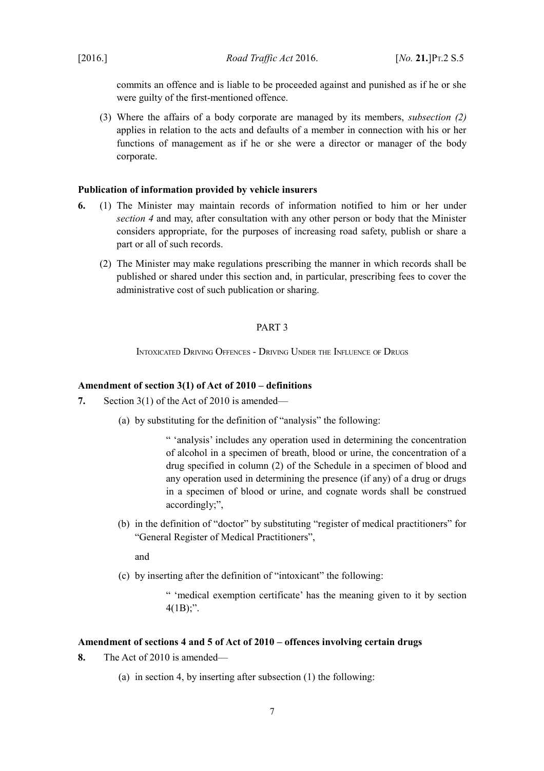commits an offence and is liable to be proceeded against and punished as if he or she were guilty of the first-mentioned offence.

(3) Where the affairs of a body corporate are managed by its members, *subsection (2)* applies in relation to the acts and defaults of a member in connection with his or her functions of management as if he or she were a director or manager of the body corporate.

**Publication of information provided by vehicle insurers**

**6.** (1) The Minister may maintain records of information notified to him or her under *section 4* and may, after consultation with any other person or body that the Minister considers appropriate, for the purposes of increasing road safety, publish or share a part or all of such records.

(2) The Minister may make regulations prescribing the manner in which records shall be published or shared under this section and, in particular, prescribing fees to cover the administrative cost of such publication or sharing.

PART 3

INTOXICATED DRIVING OFFENCES - DRIVING UNDER THE INFLUENCE OF DRUGS

**Amendment of section 3(1) of Act of 2010 – definitions**

**7.** Section 3(1) of the Act of 2010 is amended—

(a) by substituting for the definition of "analysis" the following:

> " 'analysis' includes any operation used in determining the concentration of alcohol in a specimen of breath, blood or urine, the concentration of a drug specified in column (2) of the Schedule in a specimen of blood and any operation used in determining the presence (if any) of a drug or drugs in a specimen of blood or urine, and cognate words shall be construed accordingly;",

(b) in the definition of "doctor" by substituting "register of medical practitioners" for "General Register of Medical Practitioners",

and

(c) by inserting after the definition of "intoxicant" the following:

> " 'medical exemption certificate' has the meaning given to it by section 4(1B);".

**Amendment of sections 4 and 5 of Act of 2010 – offences involving certain drugs**

**8.** The Act of 2010 is amended—

(a) in section 4, by inserting after subsection (1) the following: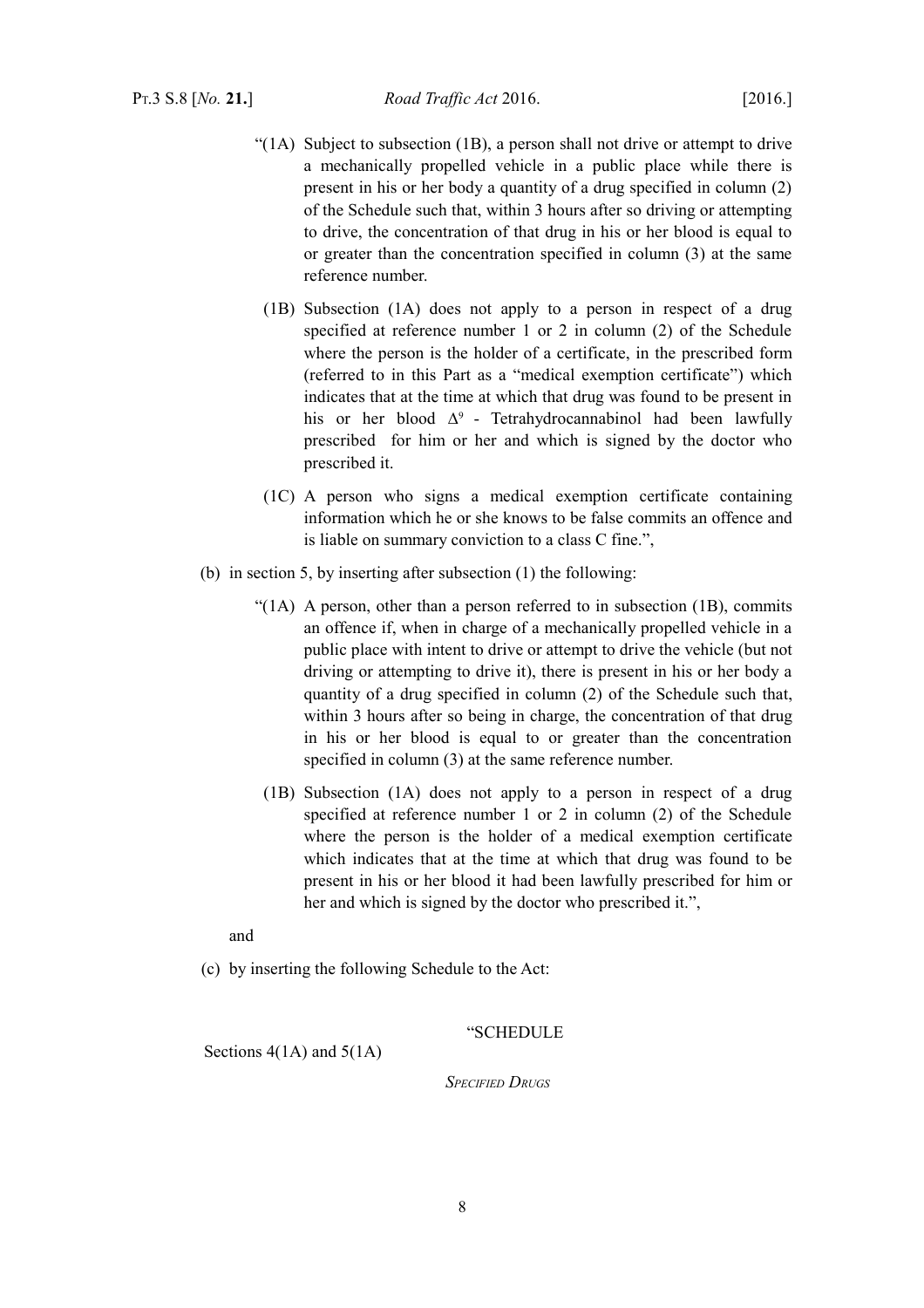"(1A) Subject to subsection (1B), a person shall not drive or attempt to drive a mechanically propelled vehicle in a public place while there is present in his or her body a quantity of a drug specified in column (2) of the Schedule such that, within 3 hours after so driving or attempting to drive, the concentration of that drug in his or her blood is equal to or greater than the concentration specified in column (3) at the same reference number.

(1B) Subsection (1A) does not apply to a person in respect of a drug specified at reference number 1 or 2 in column (2) of the Schedule where the person is the holder of a certificate, in the prescribed form (referred to in this Part as a "medical exemption certificate") which indicates that at the time at which that drug was found to be present in his or her blood $\Delta^9$ - Tetrahydrocannabinol had been lawfully prescribed for him or her and which is signed by the doctor who prescribed it.

(1C) A person who signs a medical exemption certificate containing information which he or she knows to be false commits an offence and is liable on summary conviction to a class C fine.",

(b) in section 5, by inserting after subsection (1) the following:

"(1A) A person, other than a person referred to in subsection (1B), commits an offence if, when in charge of a mechanically propelled vehicle in a public place with intent to drive or attempt to drive the vehicle (but not driving or attempting to drive it), there is present in his or her body a quantity of a drug specified in column (2) of the Schedule such that, within 3 hours after so being in charge, the concentration of that drug in his or her blood is equal to or greater than the concentration specified in column (3) at the same reference number.

(1B) Subsection (1A) does not apply to a person in respect of a drug specified at reference number 1 or 2 in column (2) of the Schedule where the person is the holder of a medical exemption certificate which indicates that at the time at which that drug was found to be present in his or her blood it had been lawfully prescribed for him or her and which is signed by the doctor who prescribed it.",

and

(c) by inserting the following Schedule to the Act:

"SCHEDULE

Sections 4(1A) and 5(1A)

*Specified Drugs*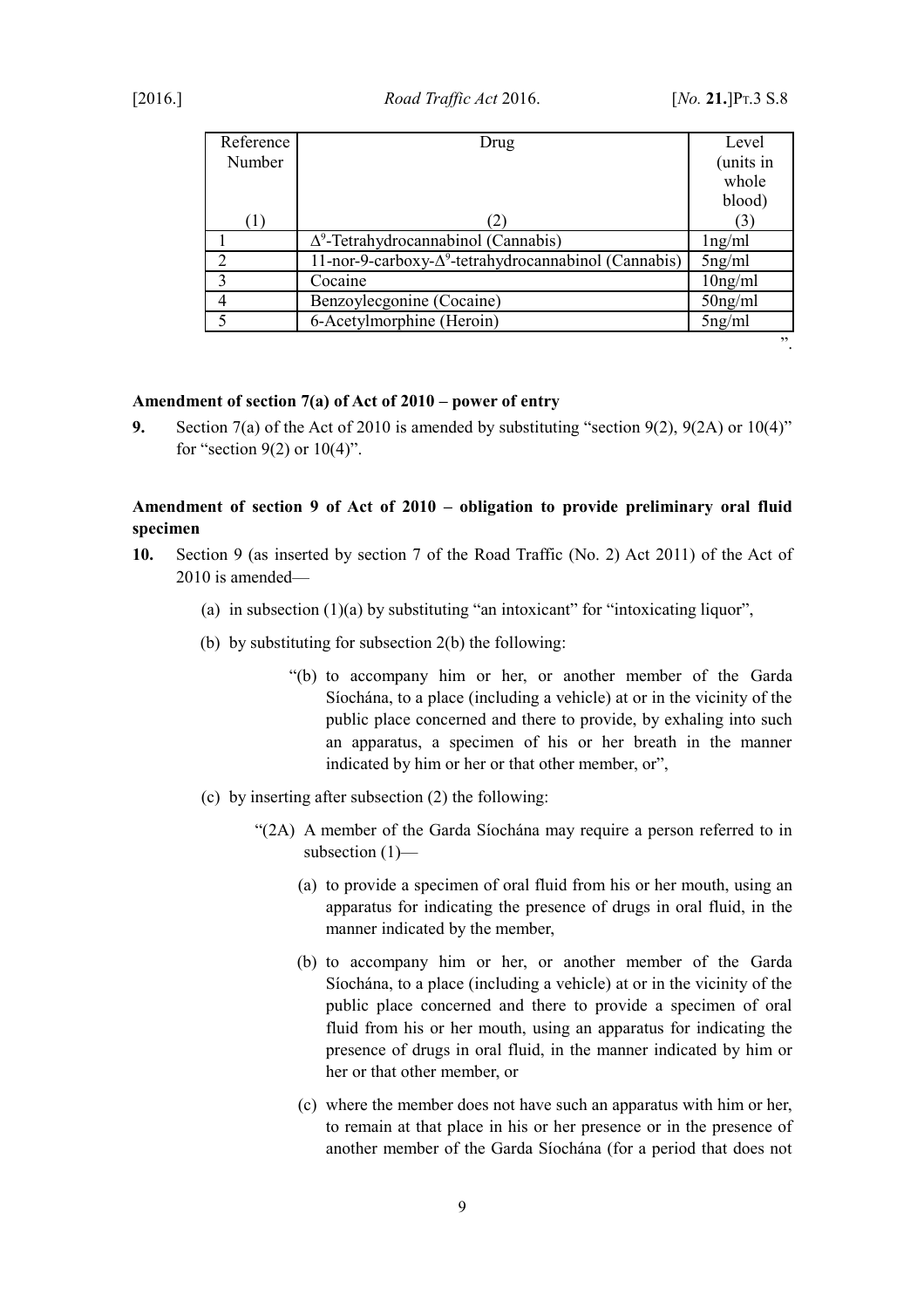| Reference Number | Drug | Level (units in whole blood) |
| --- | --- | --- |
| (1) | (2) | (3) |
| 1 | $\Delta^9$-Tetrahydrocannabinol (Cannabis) | 1ng/ml |
| 2 | 11-nor-9-carboxy-$\Delta^9$-tetrahydrocannabinol (Cannabis) | 5ng/ml |
| 3 | Cocaine | 10ng/ml |
| 4 | Benzoylecgonine (Cocaine) | 50ng/ml |
| 5 | 6-Acetylmorphine (Heroin) | 5ng/ml |

".

**Amendment of section 7(a) of Act of 2010 – power of entry**

**9.** Section 7(a) of the Act of 2010 is amended by substituting "section 9(2), 9(2A) or 10(4)" for "section 9(2) or 10(4)".

**Amendment of section 9 of Act of 2010 – obligation to provide preliminary oral fluid specimen**

**10.** Section 9 (as inserted by section 7 of the Road Traffic (No. 2) Act 2011) of the Act of 2010 is amended—

(a) in subsection (1)(a) by substituting "an intoxicant" for "intoxicating liquor",

(b) by substituting for subsection 2(b) the following:

"(b) to accompany him or her, or another member of the Garda Síochána, to a place (including a vehicle) at or in the vicinity of the public place concerned and there to provide, by exhaling into such an apparatus, a specimen of his or her breath in the manner indicated by him or her or that other member, or",

(c) by inserting after subsection (2) the following:

"(2A) A member of the Garda Síochána may require a person referred to in subsection (1)—

(a) to provide a specimen of oral fluid from his or her mouth, using an apparatus for indicating the presence of drugs in oral fluid, in the manner indicated by the member,

(b) to accompany him or her, or another member of the Garda Síochána, to a place (including a vehicle) at or in the vicinity of the public place concerned and there to provide a specimen of oral fluid from his or her mouth, using an apparatus for indicating the presence of drugs in oral fluid, in the manner indicated by him or her or that other member, or

(c) where the member does not have such an apparatus with him or her, to remain at that place in his or her presence or in the presence of another member of the Garda Síochána (for a period that does not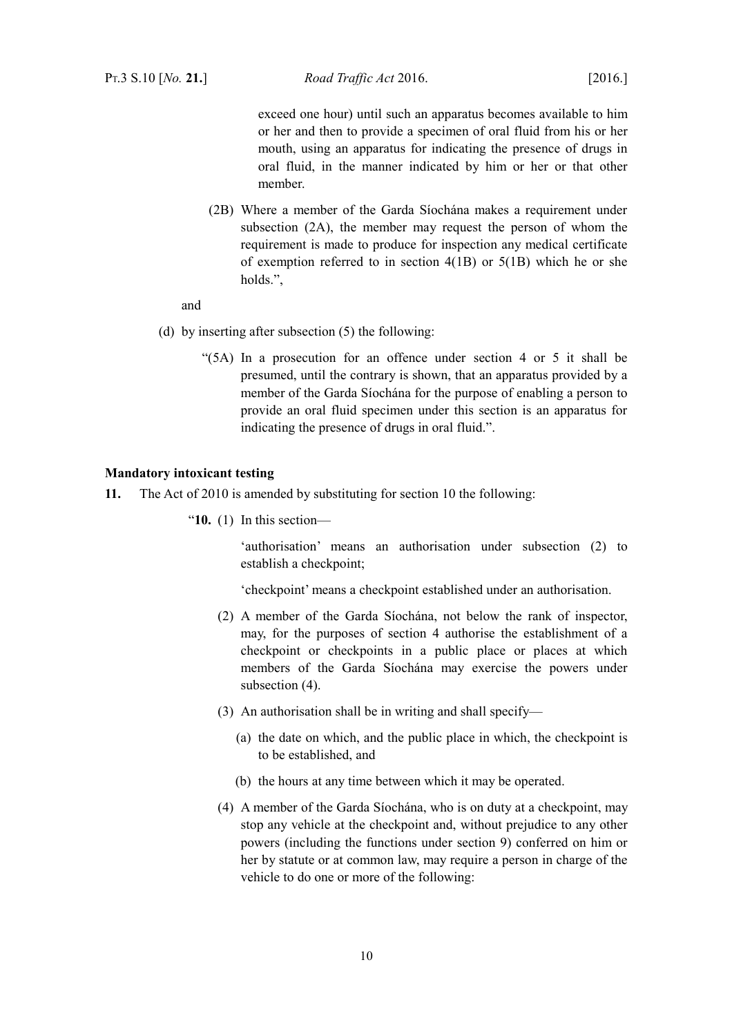exceed one hour) until such an apparatus becomes available to him or her and then to provide a specimen of oral fluid from his or her mouth, using an apparatus for indicating the presence of drugs in oral fluid, in the manner indicated by him or her or that other member.

(2B) Where a member of the Garda Síochána makes a requirement under subsection (2A), the member may request the person of whom the requirement is made to produce for inspection any medical certificate of exemption referred to in section 4(1B) or 5(1B) which he or she holds.",

and

(d) by inserting after subsection (5) the following:

"(5A) In a prosecution for an offence under section 4 or 5 it shall be presumed, until the contrary is shown, that an apparatus provided by a member of the Garda Síochána for the purpose of enabling a person to provide an oral fluid specimen under this section is an apparatus for indicating the presence of drugs in oral fluid.".

**Mandatory intoxicant testing**

**11.** The Act of 2010 is amended by substituting for section 10 the following:

"**10.** (1) In this section—

'authorisation' means an authorisation under subsection (2) to establish a checkpoint;

'checkpoint' means a checkpoint established under an authorisation.

(2) A member of the Garda Síochána, not below the rank of inspector, may, for the purposes of section 4 authorise the establishment of a checkpoint or checkpoints in a public place or places at which members of the Garda Síochána may exercise the powers under subsection (4).

(3) An authorisation shall be in writing and shall specify—

(a) the date on which, and the public place in which, the checkpoint is to be established, and

(b) the hours at any time between which it may be operated.

(4) A member of the Garda Síochána, who is on duty at a checkpoint, may stop any vehicle at the checkpoint and, without prejudice to any other powers (including the functions under section 9) conferred on him or her by statute or at common law, may require a person in charge of the vehicle to do one or more of the following: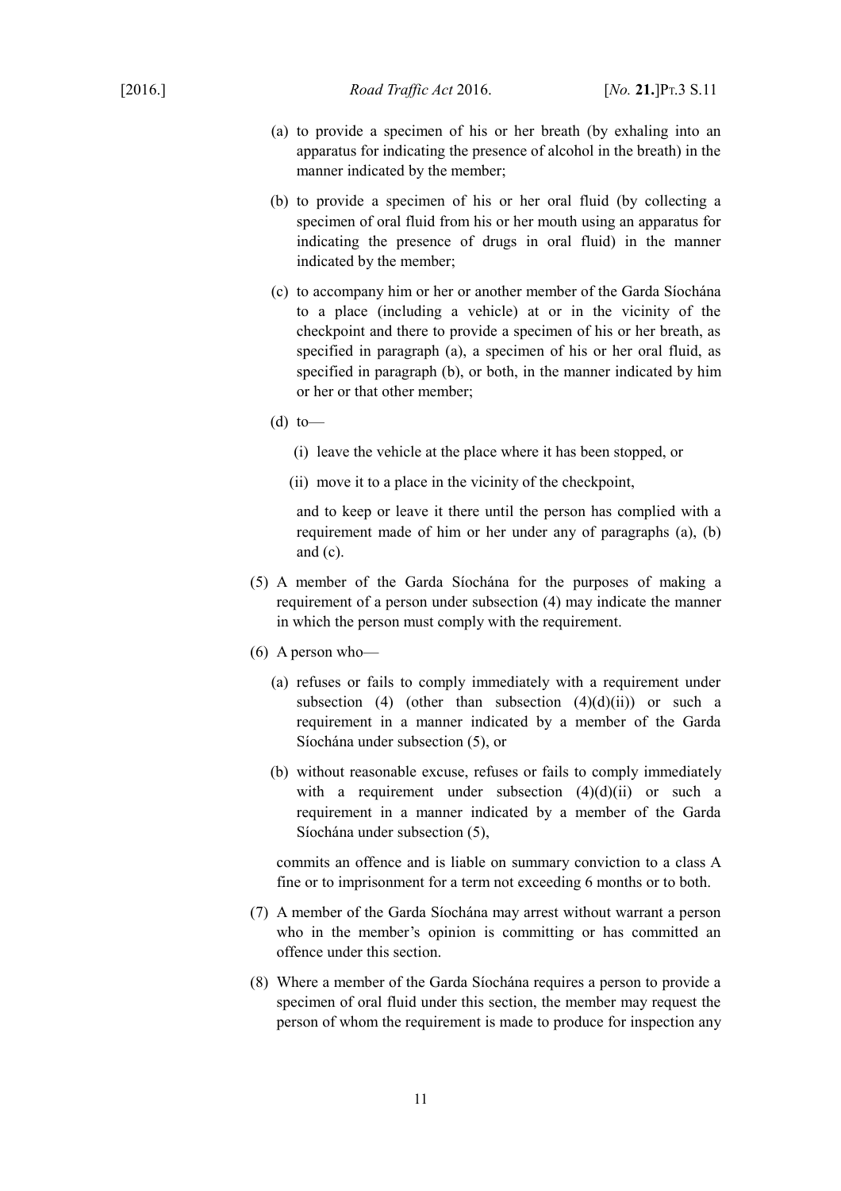(a) to provide a specimen of his or her breath (by exhaling into an apparatus for indicating the presence of alcohol in the breath) in the manner indicated by the member;

(b) to provide a specimen of his or her oral fluid (by collecting a specimen of oral fluid from his or her mouth using an apparatus for indicating the presence of drugs in oral fluid) in the manner indicated by the member;

(c) to accompany him or her or another member of the Garda Síochána to a place (including a vehicle) at or in the vicinity of the checkpoint and there to provide a specimen of his or her breath, as specified in paragraph (a), a specimen of his or her oral fluid, as specified in paragraph (b), or both, in the manner indicated by him or her or that other member;

(d) to—

(i) leave the vehicle at the place where it has been stopped, or

(ii) move it to a place in the vicinity of the checkpoint,

and to keep or leave it there until the person has complied with a requirement made of him or her under any of paragraphs (a), (b) and (c).

(5) A member of the Garda Síochána for the purposes of making a requirement of a person under subsection (4) may indicate the manner in which the person must comply with the requirement.

(6) A person who—

(a) refuses or fails to comply immediately with a requirement under subsection (4) (other than subsection (4)(d)(ii)) or such a requirement in a manner indicated by a member of the Garda Síochána under subsection (5), or

(b) without reasonable excuse, refuses or fails to comply immediately with a requirement under subsection (4)(d)(ii) or such a requirement in a manner indicated by a member of the Garda Síochána under subsection (5),

commits an offence and is liable on summary conviction to a class A fine or to imprisonment for a term not exceeding 6 months or to both.

(7) A member of the Garda Síochána may arrest without warrant a person who in the member's opinion is committing or has committed an offence under this section.

(8) Where a member of the Garda Síochána requires a person to provide a specimen of oral fluid under this section, the member may request the person of whom the requirement is made to produce for inspection any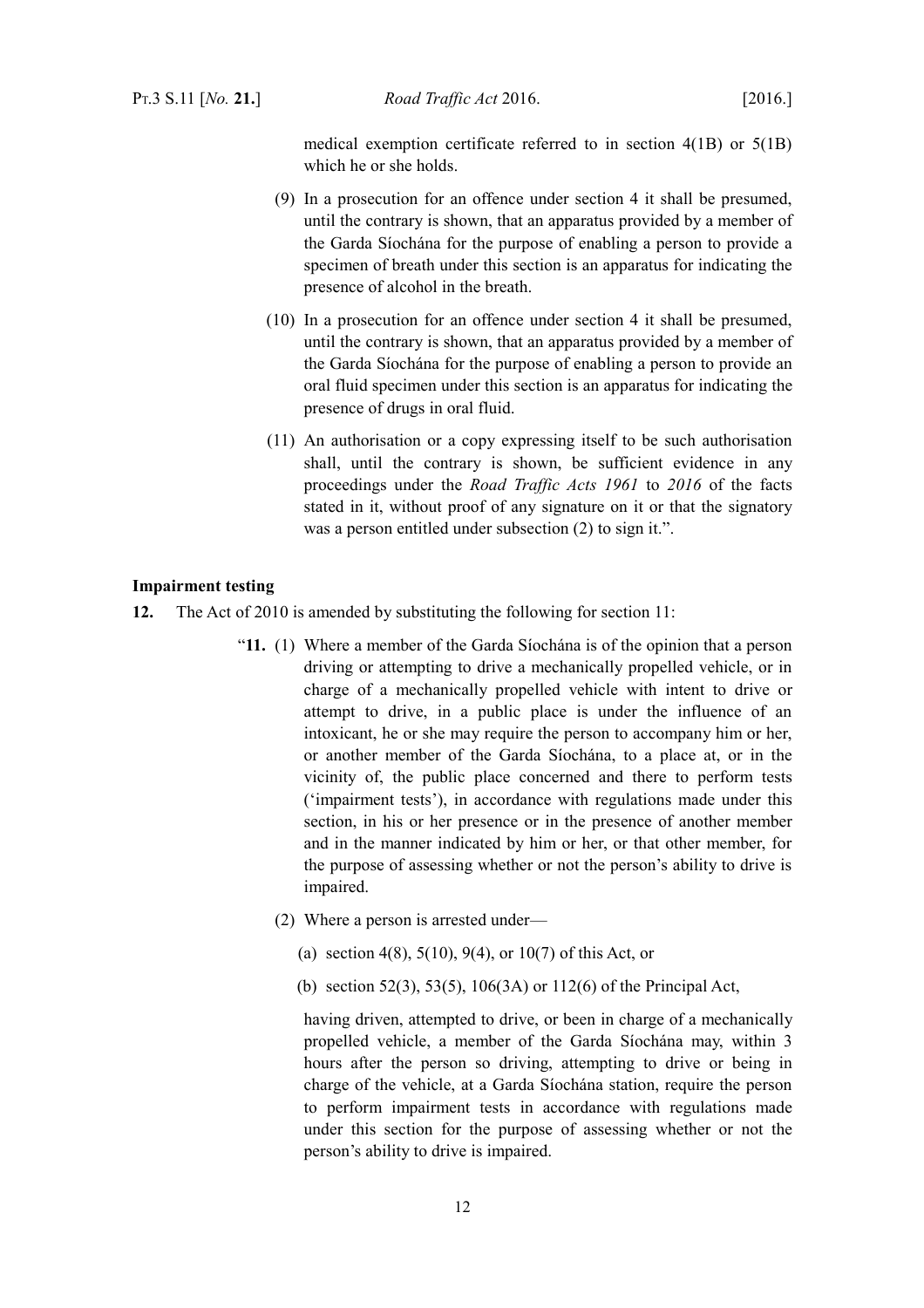medical exemption certificate referred to in section 4(1B) or 5(1B) which he or she holds.

(9) In a prosecution for an offence under section 4 it shall be presumed, until the contrary is shown, that an apparatus provided by a member of the Garda Síochána for the purpose of enabling a person to provide a specimen of breath under this section is an apparatus for indicating the presence of alcohol in the breath.

(10) In a prosecution for an offence under section 4 it shall be presumed, until the contrary is shown, that an apparatus provided by a member of the Garda Síochána for the purpose of enabling a person to provide an oral fluid specimen under this section is an apparatus for indicating the presence of drugs in oral fluid.

(11) An authorisation or a copy expressing itself to be such authorisation shall, until the contrary is shown, be sufficient evidence in any proceedings under the *Road Traffic Acts 1961* to *2016* of the facts stated in it, without proof of any signature on it or that the signatory was a person entitled under subsection (2) to sign it.".

**Impairment testing**

**12.** The Act of 2010 is amended by substituting the following for section 11:

"**11.** (1) Where a member of the Garda Síochána is of the opinion that a person driving or attempting to drive a mechanically propelled vehicle, or in charge of a mechanically propelled vehicle with intent to drive or attempt to drive, in a public place is under the influence of an intoxicant, he or she may require the person to accompany him or her, or another member of the Garda Síochána, to a place at, or in the vicinity of, the public place concerned and there to perform tests ('impairment tests'), in accordance with regulations made under this section, in his or her presence or in the presence of another member and in the manner indicated by him or her, or that other member, for the purpose of assessing whether or not the person's ability to drive is impaired.

(2) Where a person is arrested under—

(a) section 4(8), 5(10), 9(4), or 10(7) of this Act, or

(b) section 52(3), 53(5), 106(3A) or 112(6) of the Principal Act,

having driven, attempted to drive, or been in charge of a mechanically propelled vehicle, a member of the Garda Síochána may, within 3 hours after the person so driving, attempting to drive or being in charge of the vehicle, at a Garda Síochána station, require the person to perform impairment tests in accordance with regulations made under this section for the purpose of assessing whether or not the person's ability to drive is impaired.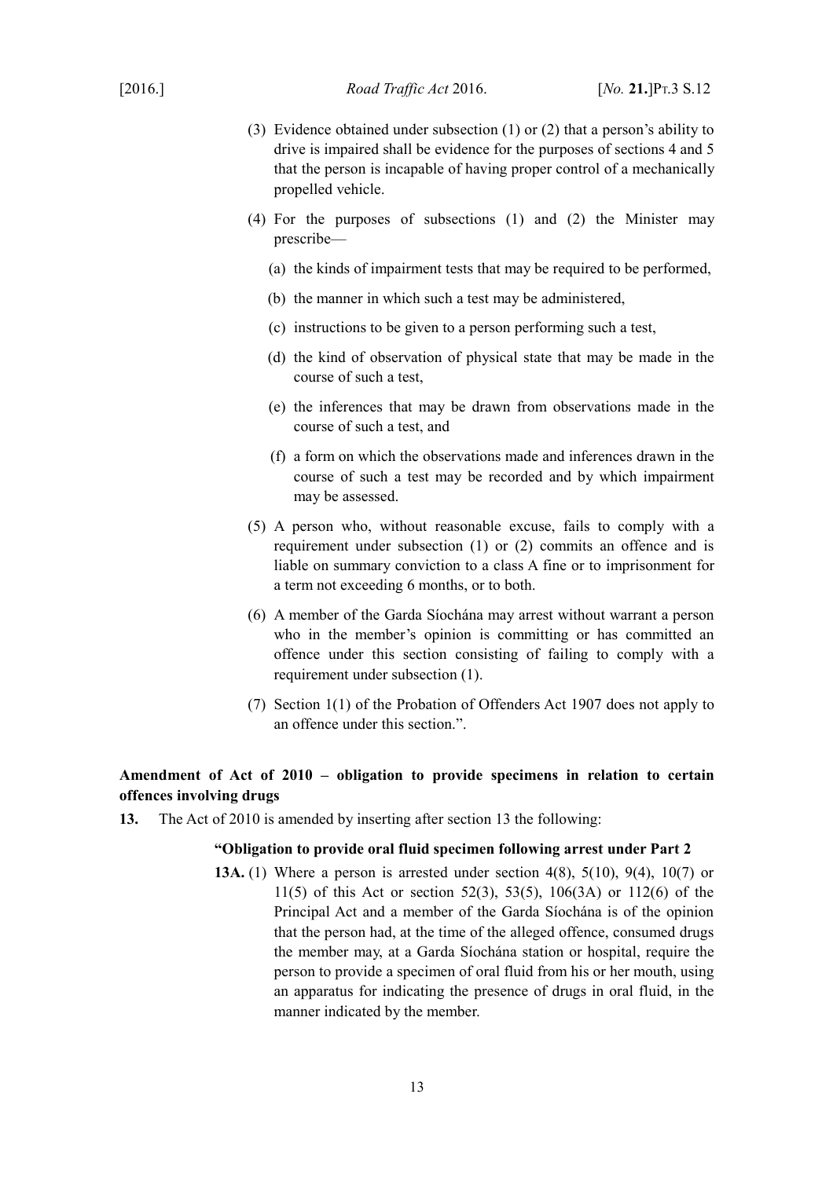(3) Evidence obtained under subsection (1) or (2) that a person's ability to drive is impaired shall be evidence for the purposes of sections 4 and 5 that the person is incapable of having proper control of a mechanically propelled vehicle.

(4) For the purposes of subsections (1) and (2) the Minister may prescribe—

(a) the kinds of impairment tests that may be required to be performed,

(b) the manner in which such a test may be administered,

(c) instructions to be given to a person performing such a test,

(d) the kind of observation of physical state that may be made in the course of such a test,

(e) the inferences that may be drawn from observations made in the course of such a test, and

(f) a form on which the observations made and inferences drawn in the course of such a test may be recorded and by which impairment may be assessed.

(5) A person who, without reasonable excuse, fails to comply with a requirement under subsection (1) or (2) commits an offence and is liable on summary conviction to a class A fine or to imprisonment for a term not exceeding 6 months, or to both.

(6) A member of the Garda Síochána may arrest without warrant a person who in the member's opinion is committing or has committed an offence under this section consisting of failing to comply with a requirement under subsection (1).

(7) Section 1(1) of the Probation of Offenders Act 1907 does not apply to an offence under this section.".

**Amendment of Act of 2010 – obligation to provide specimens in relation to certain offences involving drugs**

**13.** The Act of 2010 is amended by inserting after section 13 the following:

**"Obligation to provide oral fluid specimen following arrest under Part 2**

**13A.** (1) Where a person is arrested under section 4(8), 5(10), 9(4), 10(7) or 11(5) of this Act or section 52(3), 53(5), 106(3A) or 112(6) of the Principal Act and a member of the Garda Síochána is of the opinion that the person had, at the time of the alleged offence, consumed drugs the member may, at a Garda Síochána station or hospital, require the person to provide a specimen of oral fluid from his or her mouth, using an apparatus for indicating the presence of drugs in oral fluid, in the manner indicated by the member.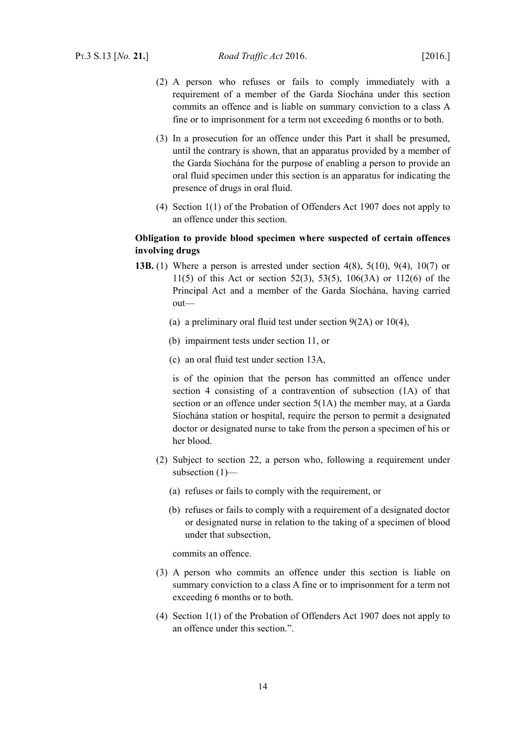(2) A person who refuses or fails to comply immediately with a requirement of a member of the Garda Síochána under this section commits an offence and is liable on summary conviction to a class A fine or to imprisonment for a term not exceeding 6 months or to both.

(3) In a prosecution for an offence under this Part it shall be presumed, until the contrary is shown, that an apparatus provided by a member of the Garda Síochána for the purpose of enabling a person to provide an oral fluid specimen under this section is an apparatus for indicating the presence of drugs in oral fluid.

(4) Section 1(1) of the Probation of Offenders Act 1907 does not apply to an offence under this section.

**Obligation to provide blood specimen where suspected of certain offences involving drugs**

**13B.** (1) Where a person is arrested under section 4(8), 5(10), 9(4), 10(7) or 11(5) of this Act or section 52(3), 53(5), 106(3A) or 112(6) of the Principal Act and a member of the Garda Síochána, having carried out—

(a) a preliminary oral fluid test under section 9(2A) or 10(4),

(b) impairment tests under section 11, or

(c) an oral fluid test under section 13A,

is of the opinion that the person has committed an offence under section 4 consisting of a contravention of subsection (1A) of that section or an offence under section 5(1A) the member may, at a Garda Síochána station or hospital, require the person to permit a designated doctor or designated nurse to take from the person a specimen of his or her blood.

(2) Subject to section 22, a person who, following a requirement under subsection (1)—

(a) refuses or fails to comply with the requirement, or

(b) refuses or fails to comply with a requirement of a designated doctor or designated nurse in relation to the taking of a specimen of blood under that subsection,

commits an offence.

(3) A person who commits an offence under this section is liable on summary conviction to a class A fine or to imprisonment for a term not exceeding 6 months or to both.

(4) Section 1(1) of the Probation of Offenders Act 1907 does not apply to an offence under this section.".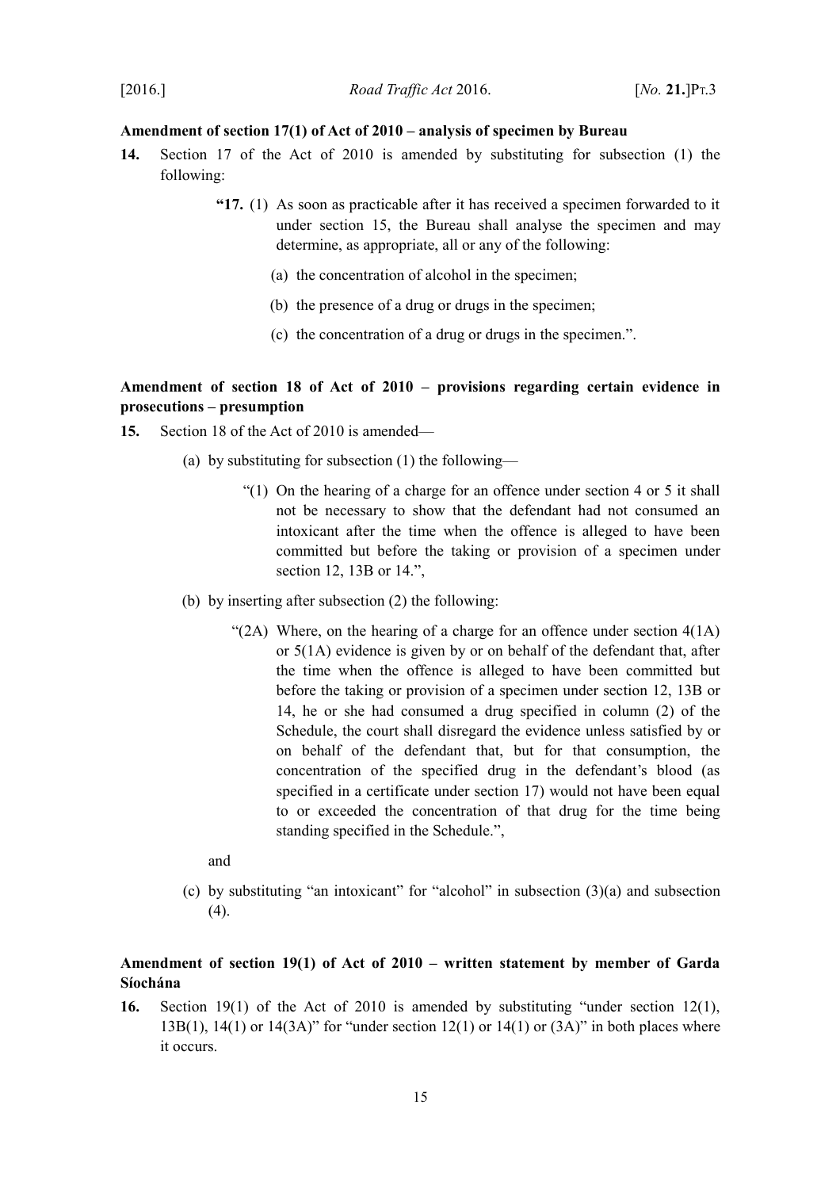**Amendment of section 17(1) of Act of 2010 – analysis of specimen by Bureau**

**14.** Section 17 of the Act of 2010 is amended by substituting for subsection (1) the following:

> **"17.** (1) As soon as practicable after it has received a specimen forwarded to it under section 15, the Bureau shall analyse the specimen and may determine, as appropriate, all or any of the following:
>
> (a) the concentration of alcohol in the specimen;
>
> (b) the presence of a drug or drugs in the specimen;
>
> (c) the concentration of a drug or drugs in the specimen.".

**Amendment of section 18 of Act of 2010 – provisions regarding certain evidence in prosecutions – presumption**

**15.** Section 18 of the Act of 2010 is amended—

(a) by substituting for subsection (1) the following—

> "(1) On the hearing of a charge for an offence under section 4 or 5 it shall not be necessary to show that the defendant had not consumed an intoxicant after the time when the offence is alleged to have been committed but before the taking or provision of a specimen under section 12, 13B or 14.",

(b) by inserting after subsection (2) the following:

> "(2A) Where, on the hearing of a charge for an offence under section 4(1A) or 5(1A) evidence is given by or on behalf of the defendant that, after the time when the offence is alleged to have been committed but before the taking or provision of a specimen under section 12, 13B or 14, he or she had consumed a drug specified in column (2) of the Schedule, the court shall disregard the evidence unless satisfied by or on behalf of the defendant that, but for that consumption, the concentration of the specified drug in the defendant's blood (as specified in a certificate under section 17) would not have been equal to or exceeded the concentration of that drug for the time being standing specified in the Schedule.",

and

(c) by substituting "an intoxicant" for "alcohol" in subsection (3)(a) and subsection (4).

**Amendment of section 19(1) of Act of 2010 – written statement by member of Garda Síochána**

**16.** Section 19(1) of the Act of 2010 is amended by substituting "under section 12(1), 13B(1), 14(1) or 14(3A)" for "under section 12(1) or 14(1) or (3A)" in both places where it occurs.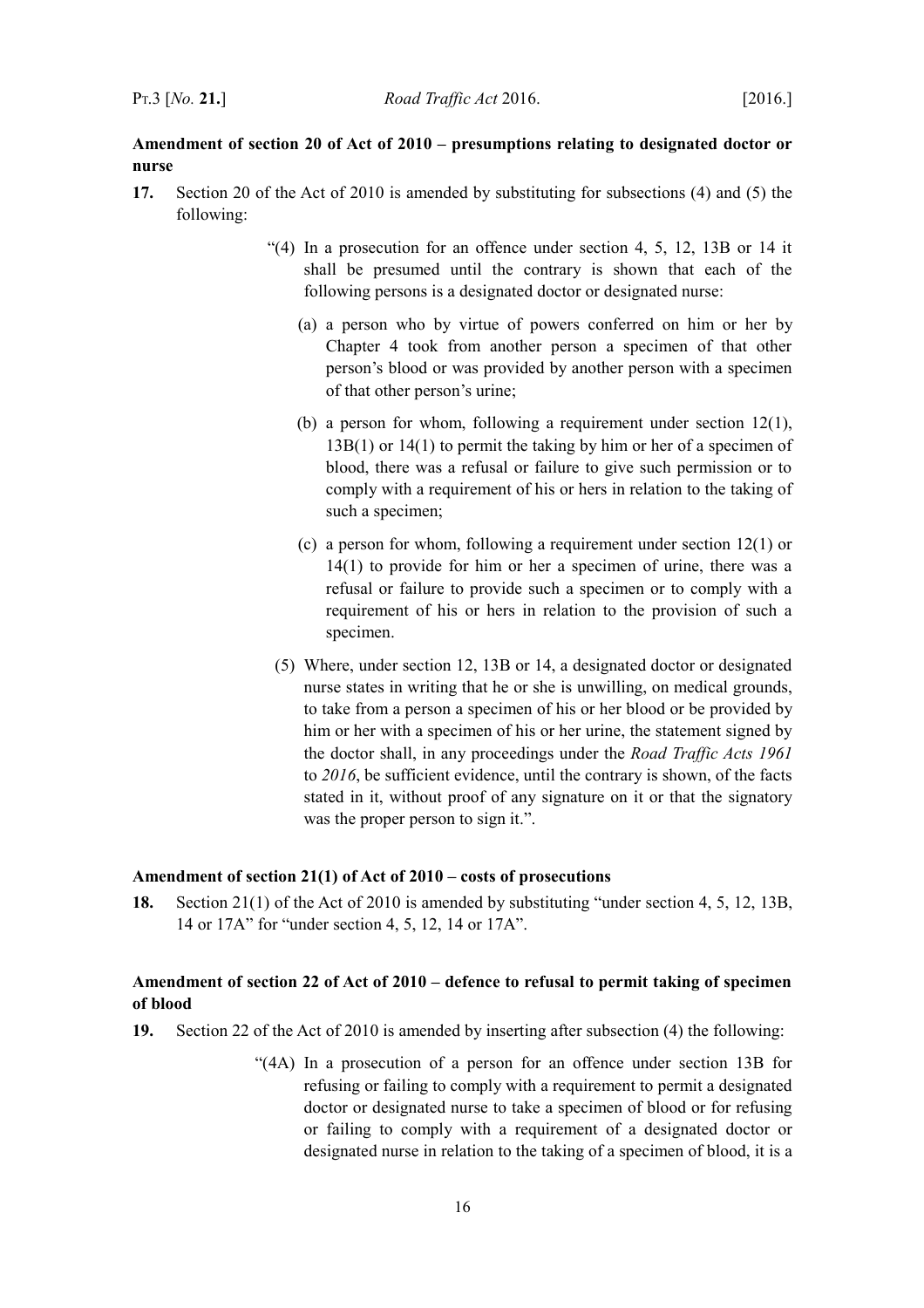**Amendment of section 20 of Act of 2010 – presumptions relating to designated doctor or nurse**

**17.** Section 20 of the Act of 2010 is amended by substituting for subsections (4) and (5) the following:

> "(4) In a prosecution for an offence under section 4, 5, 12, 13B or 14 it shall be presumed until the contrary is shown that each of the following persons is a designated doctor or designated nurse:
>
> (a) a person who by virtue of powers conferred on him or her by Chapter 4 took from another person a specimen of that other person's blood or was provided by another person with a specimen of that other person's urine;
>
> (b) a person for whom, following a requirement under section 12(1), 13B(1) or 14(1) to permit the taking by him or her of a specimen of blood, there was a refusal or failure to give such permission or to comply with a requirement of his or hers in relation to the taking of such a specimen;
>
> (c) a person for whom, following a requirement under section 12(1) or 14(1) to provide for him or her a specimen of urine, there was a refusal or failure to provide such a specimen or to comply with a requirement of his or hers in relation to the provision of such a specimen.
>
> (5) Where, under section 12, 13B or 14, a designated doctor or designated nurse states in writing that he or she is unwilling, on medical grounds, to take from a person a specimen of his or her blood or be provided by him or her with a specimen of his or her urine, the statement signed by the doctor shall, in any proceedings under the *Road Traffic Acts 1961* to *2016*, be sufficient evidence, until the contrary is shown, of the facts stated in it, without proof of any signature on it or that the signatory was the proper person to sign it.".

**Amendment of section 21(1) of Act of 2010 – costs of prosecutions**

**18.** Section 21(1) of the Act of 2010 is amended by substituting "under section 4, 5, 12, 13B, 14 or 17A" for "under section 4, 5, 12, 14 or 17A".

**Amendment of section 22 of Act of 2010 – defence to refusal to permit taking of specimen of blood**

**19.** Section 22 of the Act of 2010 is amended by inserting after subsection (4) the following:

> "(4A) In a prosecution of a person for an offence under section 13B for refusing or failing to comply with a requirement to permit a designated doctor or designated nurse to take a specimen of blood or for refusing or failing to comply with a requirement of a designated doctor or designated nurse in relation to the taking of a specimen of blood, it is a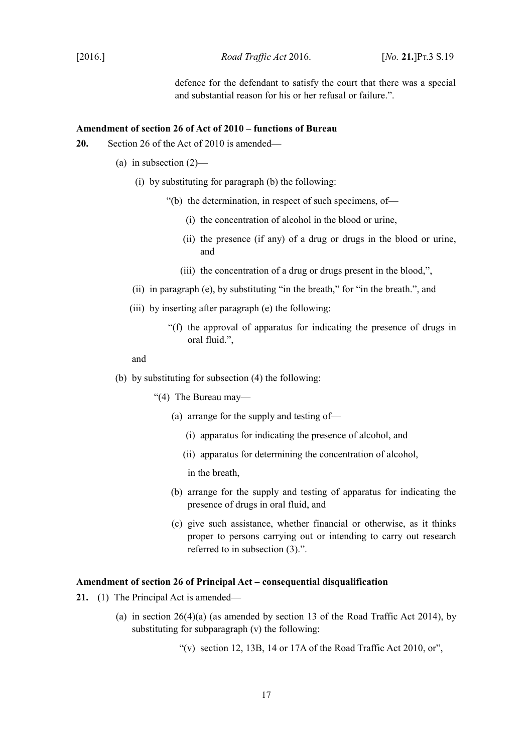defence for the defendant to satisfy the court that there was a special and substantial reason for his or her refusal or failure.".

**Amendment of section 26 of Act of 2010 – functions of Bureau**

**20.** Section 26 of the Act of 2010 is amended—

(a) in subsection (2)—

(i) by substituting for paragraph (b) the following:

"(b) the determination, in respect of such specimens, of—

(i) the concentration of alcohol in the blood or urine,

(ii) the presence (if any) of a drug or drugs in the blood or urine, and

(iii) the concentration of a drug or drugs present in the blood,",

(ii) in paragraph (e), by substituting "in the breath," for "in the breath.", and

(iii) by inserting after paragraph (e) the following:

"(f) the approval of apparatus for indicating the presence of drugs in oral fluid.",

and

(b) by substituting for subsection (4) the following:

"(4) The Bureau may—

(a) arrange for the supply and testing of—

(i) apparatus for indicating the presence of alcohol, and

(ii) apparatus for determining the concentration of alcohol,

in the breath,

(b) arrange for the supply and testing of apparatus for indicating the presence of drugs in oral fluid, and

(c) give such assistance, whether financial or otherwise, as it thinks proper to persons carrying out or intending to carry out research referred to in subsection (3).".

**Amendment of section 26 of Principal Act – consequential disqualification**

**21.** (1) The Principal Act is amended—

(a) in section 26(4)(a) (as amended by section 13 of the Road Traffic Act 2014), by substituting for subparagraph (v) the following:

"(v) section 12, 13B, 14 or 17A of the Road Traffic Act 2010, or",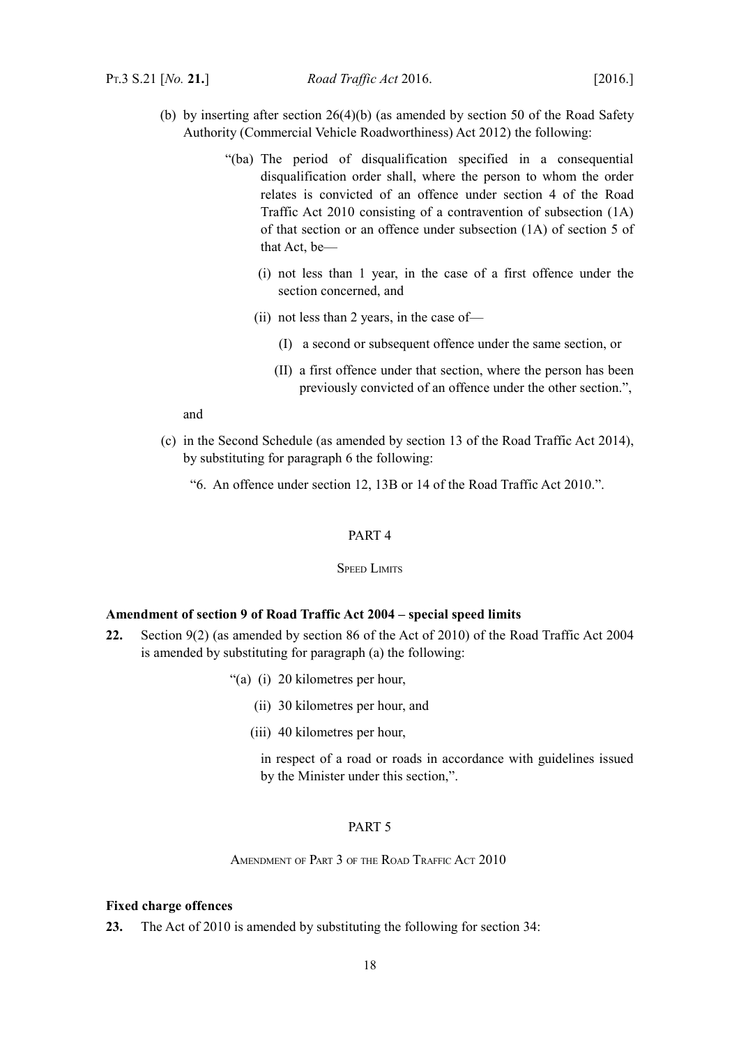(b) by inserting after section 26(4)(b) (as amended by section 50 of the Road Safety Authority (Commercial Vehicle Roadworthiness) Act 2012) the following:

> "(ba) The period of disqualification specified in a consequential disqualification order shall, where the person to whom the order relates is convicted of an offence under section 4 of the Road Traffic Act 2010 consisting of a contravention of subsection (1A) of that section or an offence under subsection (1A) of section 5 of that Act, be—
>
> (i) not less than 1 year, in the case of a first offence under the section concerned, and
>
> (ii) not less than 2 years, in the case of—
>
> (I) a second or subsequent offence under the same section, or
>
> (II) a first offence under that section, where the person has been previously convicted of an offence under the other section.",

and

(c) in the Second Schedule (as amended by section 13 of the Road Traffic Act 2014), by substituting for paragraph 6 the following:

> "6. An offence under section 12, 13B or 14 of the Road Traffic Act 2010.".

## PART 4

### Speed Limits

**Amendment of section 9 of Road Traffic Act 2004 – special speed limits**

**22.** Section 9(2) (as amended by section 86 of the Act of 2010) of the Road Traffic Act 2004 is amended by substituting for paragraph (a) the following:

> "(a) (i) 20 kilometres per hour,
>
> (ii) 30 kilometres per hour, and
>
> (iii) 40 kilometres per hour,
>
> in respect of a road or roads in accordance with guidelines issued by the Minister under this section,".

## PART 5

### Amendment of Part 3 of the Road Traffic Act 2010

**Fixed charge offences**

**23.** The Act of 2010 is amended by substituting the following for section 34: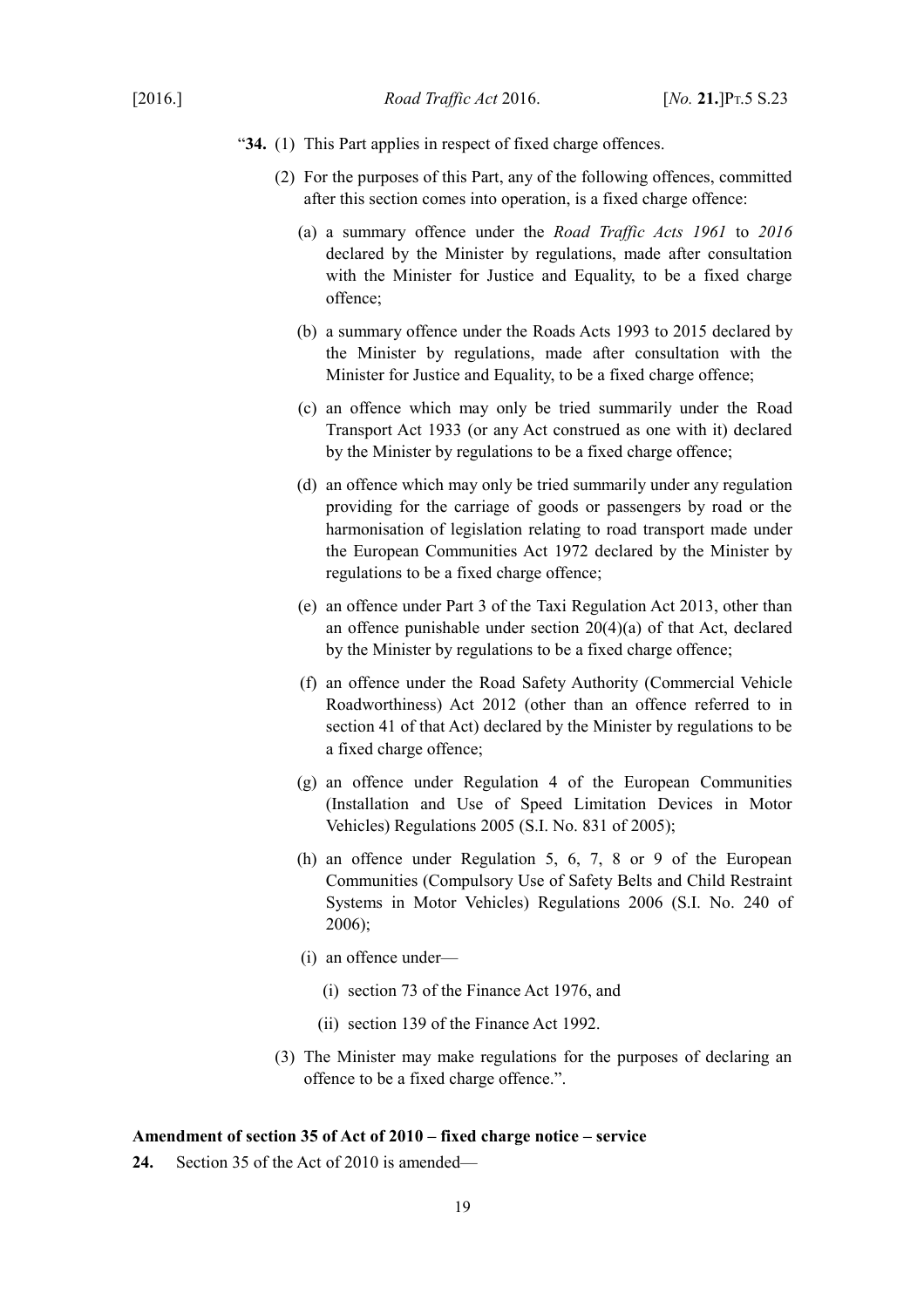"**34.** (1) This Part applies in respect of fixed charge offences.

(2) For the purposes of this Part, any of the following offences, committed after this section comes into operation, is a fixed charge offence:

(a) a summary offence under the *Road Traffic Acts 1961* to *2016* declared by the Minister by regulations, made after consultation with the Minister for Justice and Equality, to be a fixed charge offence;

(b) a summary offence under the Roads Acts 1993 to 2015 declared by the Minister by regulations, made after consultation with the Minister for Justice and Equality, to be a fixed charge offence;

(c) an offence which may only be tried summarily under the Road Transport Act 1933 (or any Act construed as one with it) declared by the Minister by regulations to be a fixed charge offence;

(d) an offence which may only be tried summarily under any regulation providing for the carriage of goods or passengers by road or the harmonisation of legislation relating to road transport made under the European Communities Act 1972 declared by the Minister by regulations to be a fixed charge offence;

(e) an offence under Part 3 of the Taxi Regulation Act 2013, other than an offence punishable under section 20(4)(a) of that Act, declared by the Minister by regulations to be a fixed charge offence;

(f) an offence under the Road Safety Authority (Commercial Vehicle Roadworthiness) Act 2012 (other than an offence referred to in section 41 of that Act) declared by the Minister by regulations to be a fixed charge offence;

(g) an offence under Regulation 4 of the European Communities (Installation and Use of Speed Limitation Devices in Motor Vehicles) Regulations 2005 (S.I. No. 831 of 2005);

(h) an offence under Regulation 5, 6, 7, 8 or 9 of the European Communities (Compulsory Use of Safety Belts and Child Restraint Systems in Motor Vehicles) Regulations 2006 (S.I. No. 240 of 2006);

(i) an offence under—

(i) section 73 of the Finance Act 1976, and

(ii) section 139 of the Finance Act 1992.

(3) The Minister may make regulations for the purposes of declaring an offence to be a fixed charge offence.".

**Amendment of section 35 of Act of 2010 – fixed charge notice – service**

**24.** Section 35 of the Act of 2010 is amended—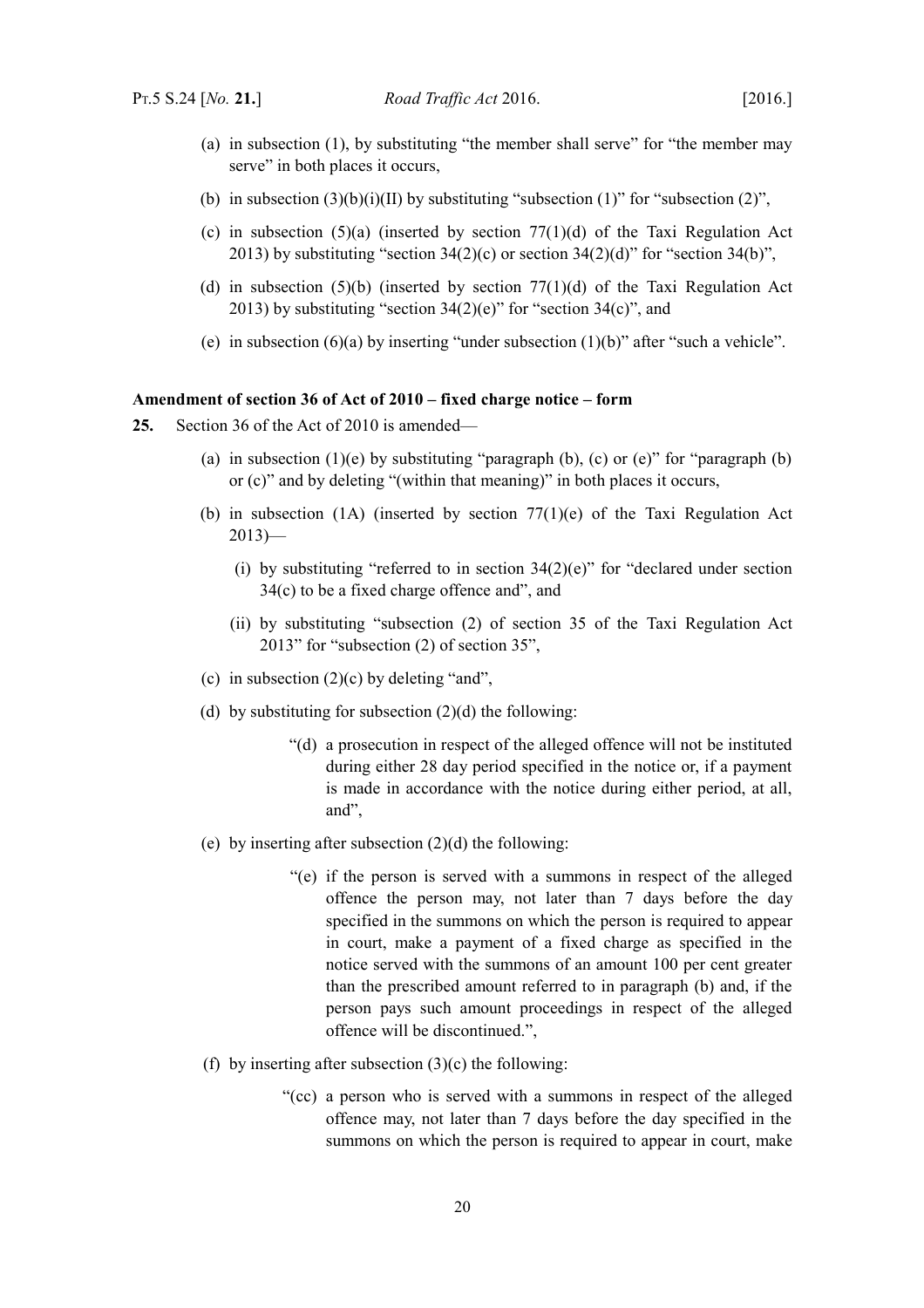(a) in subsection (1), by substituting "the member shall serve" for "the member may serve" in both places it occurs,

(b) in subsection (3)(b)(i)(II) by substituting "subsection (1)" for "subsection (2)",

(c) in subsection (5)(a) (inserted by section 77(1)(d) of the Taxi Regulation Act 2013) by substituting "section 34(2)(c) or section 34(2)(d)" for "section 34(b)",

(d) in subsection (5)(b) (inserted by section 77(1)(d) of the Taxi Regulation Act 2013) by substituting "section 34(2)(e)" for "section 34(c)", and

(e) in subsection (6)(a) by inserting "under subsection (1)(b)" after "such a vehicle".

**Amendment of section 36 of Act of 2010 – fixed charge notice – form**

**25.** Section 36 of the Act of 2010 is amended—

(a) in subsection (1)(e) by substituting "paragraph (b), (c) or (e)" for "paragraph (b) or (c)" and by deleting "(within that meaning)" in both places it occurs,

(b) in subsection (1A) (inserted by section 77(1)(e) of the Taxi Regulation Act 2013)—

(i) by substituting "referred to in section 34(2)(e)" for "declared under section 34(c) to be a fixed charge offence and", and

(ii) by substituting "subsection (2) of section 35 of the Taxi Regulation Act 2013" for "subsection (2) of section 35",

(c) in subsection (2)(c) by deleting "and",

(d) by substituting for subsection (2)(d) the following:

> "(d) a prosecution in respect of the alleged offence will not be instituted during either 28 day period specified in the notice or, if a payment is made in accordance with the notice during either period, at all, and",

(e) by inserting after subsection (2)(d) the following:

> "(e) if the person is served with a summons in respect of the alleged offence the person may, not later than 7 days before the day specified in the summons on which the person is required to appear in court, make a payment of a fixed charge as specified in the notice served with the summons of an amount 100 per cent greater than the prescribed amount referred to in paragraph (b) and, if the person pays such amount proceedings in respect of the alleged offence will be discontinued.",

(f) by inserting after subsection (3)(c) the following:

> "(cc) a person who is served with a summons in respect of the alleged offence may, not later than 7 days before the day specified in the summons on which the person is required to appear in court, make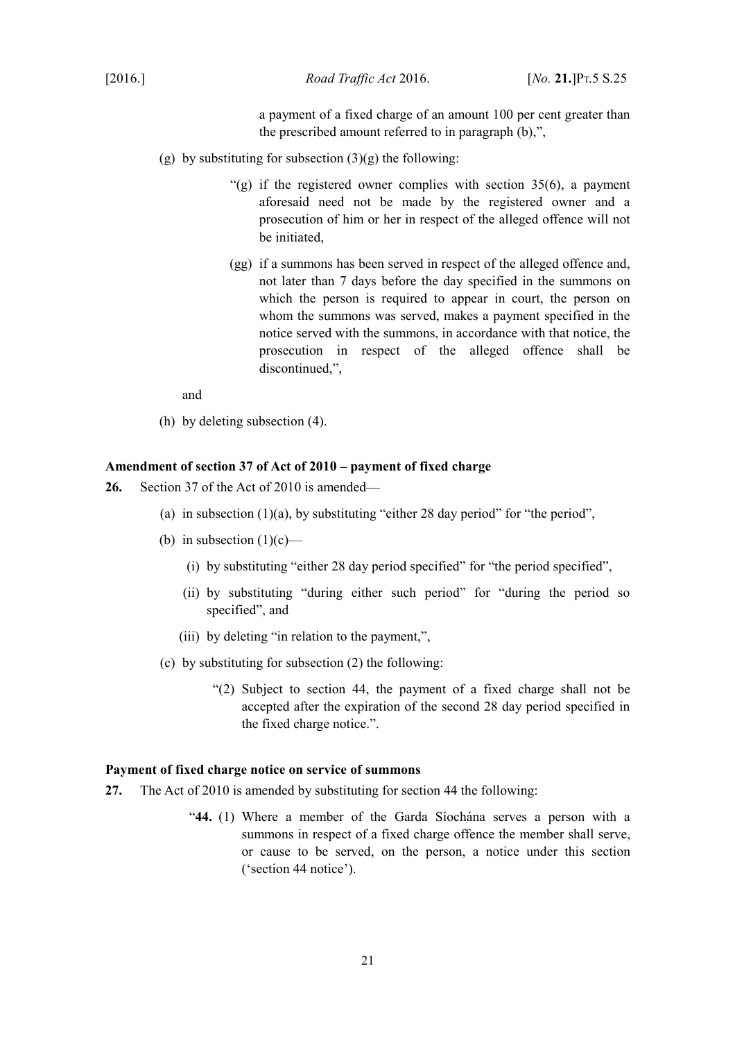a payment of a fixed charge of an amount 100 per cent greater than the prescribed amount referred to in paragraph (b),",

(g) by substituting for subsection (3)(g) the following:

"(g) if the registered owner complies with section 35(6), a payment aforesaid need not be made by the registered owner and a prosecution of him or her in respect of the alleged offence will not be initiated,

(gg) if a summons has been served in respect of the alleged offence and, not later than 7 days before the day specified in the summons on which the person is required to appear in court, the person on whom the summons was served, makes a payment specified in the notice served with the summons, in accordance with that notice, the prosecution in respect of the alleged offence shall be discontinued,",

and

(h) by deleting subsection (4).

**Amendment of section 37 of Act of 2010 – payment of fixed charge**

**26.** Section 37 of the Act of 2010 is amended—

(a) in subsection (1)(a), by substituting "either 28 day period" for "the period",

(b) in subsection (1)(c)—

(i) by substituting "either 28 day period specified" for "the period specified",

(ii) by substituting "during either such period" for "during the period so specified", and

(iii) by deleting "in relation to the payment,",

(c) by substituting for subsection (2) the following:

"(2) Subject to section 44, the payment of a fixed charge shall not be accepted after the expiration of the second 28 day period specified in the fixed charge notice.".

**Payment of fixed charge notice on service of summons**

**27.** The Act of 2010 is amended by substituting for section 44 the following:

"**44.** (1) Where a member of the Garda Síochána serves a person with a summons in respect of a fixed charge offence the member shall serve, or cause to be served, on the person, a notice under this section ('section 44 notice').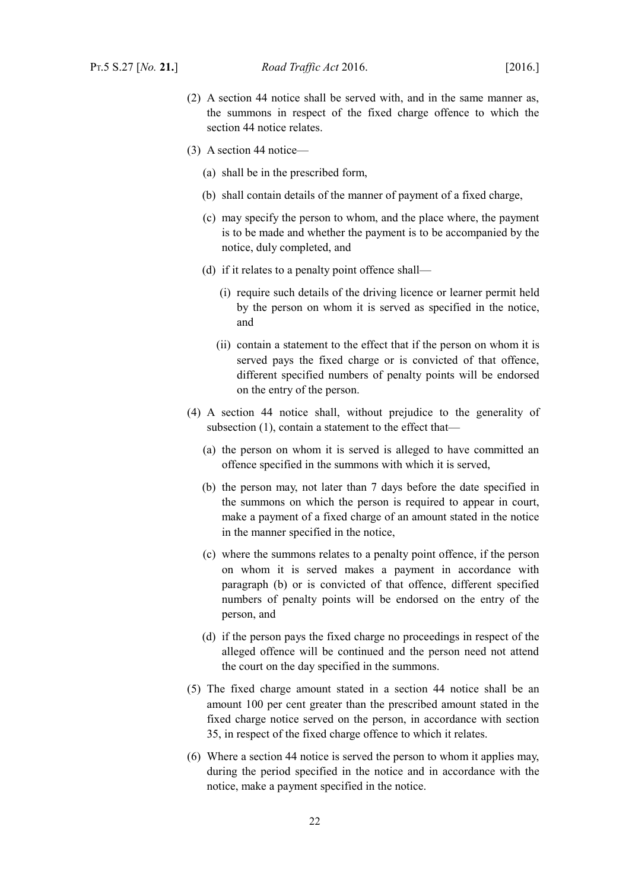(2) A section 44 notice shall be served with, and in the same manner as, the summons in respect of the fixed charge offence to which the section 44 notice relates.

(3) A section 44 notice—

(a) shall be in the prescribed form,

(b) shall contain details of the manner of payment of a fixed charge,

(c) may specify the person to whom, and the place where, the payment is to be made and whether the payment is to be accompanied by the notice, duly completed, and

(d) if it relates to a penalty point offence shall—

(i) require such details of the driving licence or learner permit held by the person on whom it is served as specified in the notice, and

(ii) contain a statement to the effect that if the person on whom it is served pays the fixed charge or is convicted of that offence, different specified numbers of penalty points will be endorsed on the entry of the person.

(4) A section 44 notice shall, without prejudice to the generality of subsection (1), contain a statement to the effect that—

(a) the person on whom it is served is alleged to have committed an offence specified in the summons with which it is served,

(b) the person may, not later than 7 days before the date specified in the summons on which the person is required to appear in court, make a payment of a fixed charge of an amount stated in the notice in the manner specified in the notice,

(c) where the summons relates to a penalty point offence, if the person on whom it is served makes a payment in accordance with paragraph (b) or is convicted of that offence, different specified numbers of penalty points will be endorsed on the entry of the person, and

(d) if the person pays the fixed charge no proceedings in respect of the alleged offence will be continued and the person need not attend the court on the day specified in the summons.

(5) The fixed charge amount stated in a section 44 notice shall be an amount 100 per cent greater than the prescribed amount stated in the fixed charge notice served on the person, in accordance with section 35, in respect of the fixed charge offence to which it relates.

(6) Where a section 44 notice is served the person to whom it applies may, during the period specified in the notice and in accordance with the notice, make a payment specified in the notice.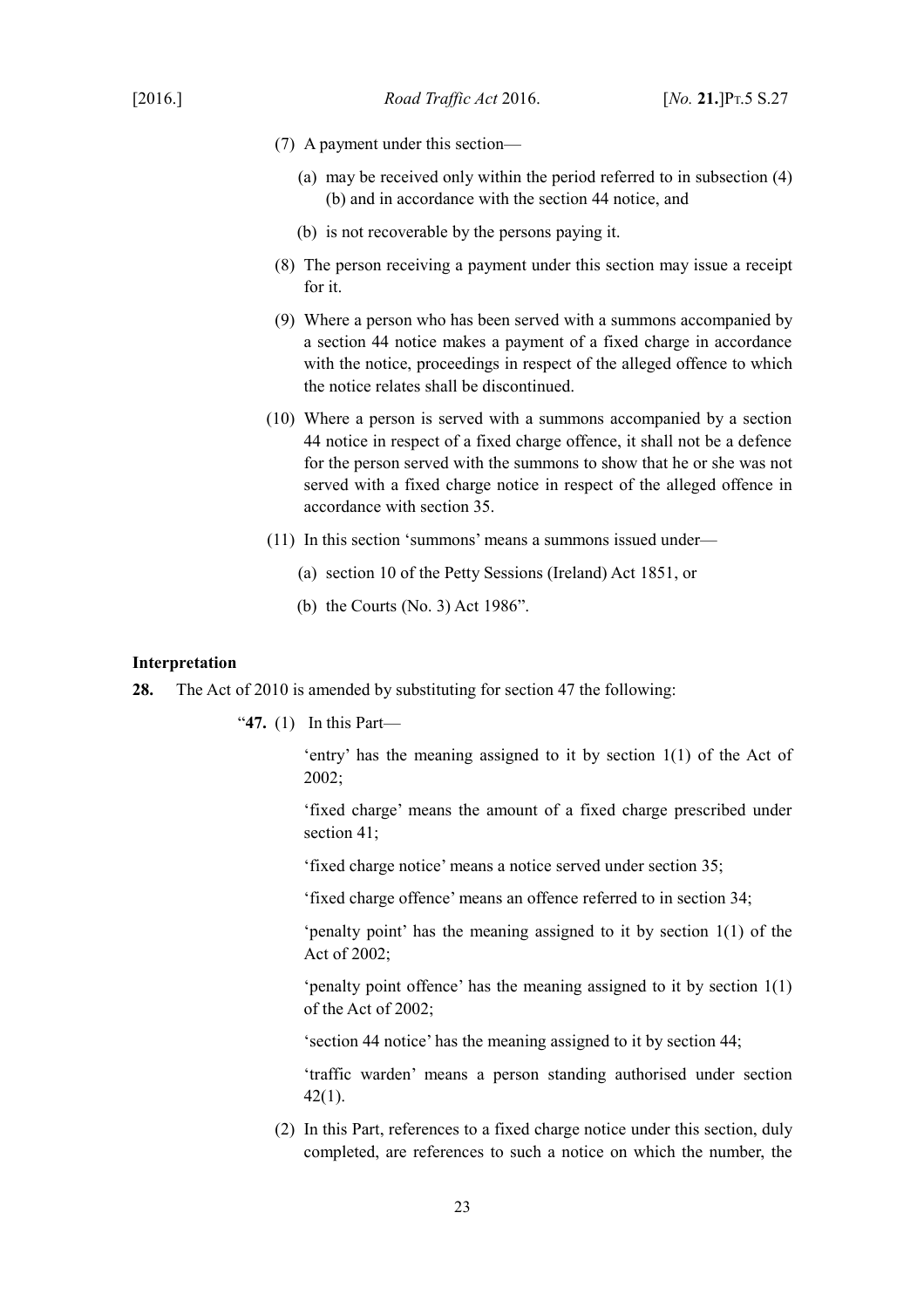(7) A payment under this section—

(a) may be received only within the period referred to in subsection (4)(b) and in accordance with the section 44 notice, and

(b) is not recoverable by the persons paying it.

(8) The person receiving a payment under this section may issue a receipt for it.

(9) Where a person who has been served with a summons accompanied by a section 44 notice makes a payment of a fixed charge in accordance with the notice, proceedings in respect of the alleged offence to which the notice relates shall be discontinued.

(10) Where a person is served with a summons accompanied by a section 44 notice in respect of a fixed charge offence, it shall not be a defence for the person served with the summons to show that he or she was not served with a fixed charge notice in respect of the alleged offence in accordance with section 35.

(11) In this section 'summons' means a summons issued under—

(a) section 10 of the Petty Sessions (Ireland) Act 1851, or

(b) the Courts (No. 3) Act 1986".

**Interpretation**

**28.** The Act of 2010 is amended by substituting for section 47 the following:

"**47.** (1) In this Part—

'entry' has the meaning assigned to it by section 1(1) of the Act of 2002;

'fixed charge' means the amount of a fixed charge prescribed under section 41;

'fixed charge notice' means a notice served under section 35;

'fixed charge offence' means an offence referred to in section 34;

'penalty point' has the meaning assigned to it by section 1(1) of the Act of 2002;

'penalty point offence' has the meaning assigned to it by section 1(1) of the Act of 2002;

'section 44 notice' has the meaning assigned to it by section 44;

'traffic warden' means a person standing authorised under section 42(1).

(2) In this Part, references to a fixed charge notice under this section, duly completed, are references to such a notice on which the number, the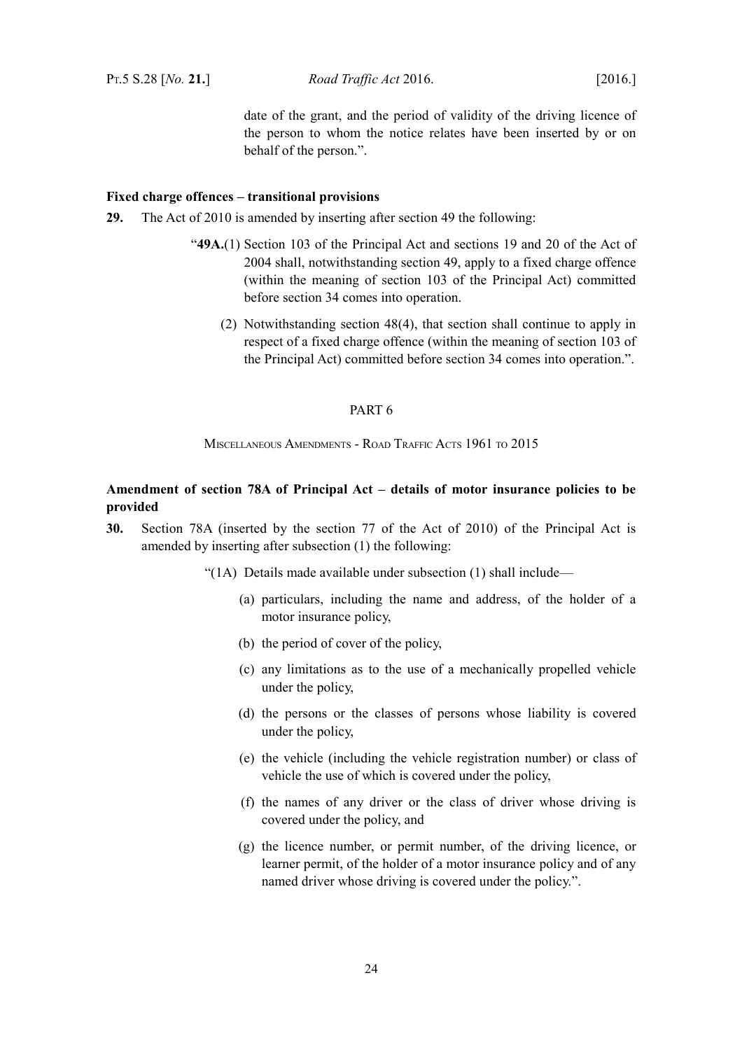date of the grant, and the period of validity of the driving licence of the person to whom the notice relates have been inserted by or on behalf of the person.”.

**Fixed charge offences – transitional provisions**

**29.** The Act of 2010 is amended by inserting after section 49 the following:

> “**49A.**(1) Section 103 of the Principal Act and sections 19 and 20 of the Act of 2004 shall, notwithstanding section 49, apply to a fixed charge offence (within the meaning of section 103 of the Principal Act) committed before section 34 comes into operation.
>
> (2) Notwithstanding section 48(4), that section shall continue to apply in respect of a fixed charge offence (within the meaning of section 103 of the Principal Act) committed before section 34 comes into operation.”.

## PART 6

### Miscellaneous Amendments - Road Traffic Acts 1961 to 2015

**Amendment of section 78A of Principal Act – details of motor insurance policies to be provided**

**30.** Section 78A (inserted by the section 77 of the Act of 2010) of the Principal Act is amended by inserting after subsection (1) the following:

> “(1A) Details made available under subsection (1) shall include—
>
> (a) particulars, including the name and address, of the holder of a motor insurance policy,
>
> (b) the period of cover of the policy,
>
> (c) any limitations as to the use of a mechanically propelled vehicle under the policy,
>
> (d) the persons or the classes of persons whose liability is covered under the policy,
>
> (e) the vehicle (including the vehicle registration number) or class of vehicle the use of which is covered under the policy,
>
> (f) the names of any driver or the class of driver whose driving is covered under the policy, and
>
> (g) the licence number, or permit number, of the driving licence, or learner permit, of the holder of a motor insurance policy and of any named driver whose driving is covered under the policy.”.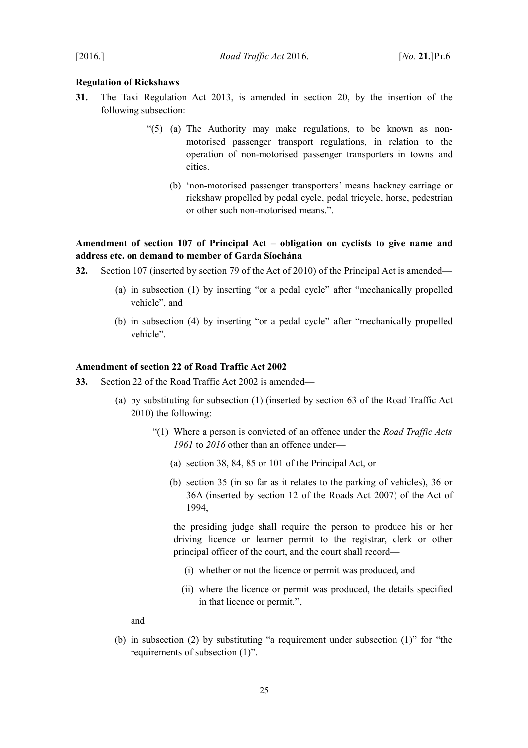**Regulation of Rickshaws**

**31.** The Taxi Regulation Act 2013, is amended in section 20, by the insertion of the following subsection:

> "(5) (a) The Authority may make regulations, to be known as non-motorised passenger transport regulations, in relation to the operation of non-motorised passenger transporters in towns and cities.
>
> (b) 'non-motorised passenger transporters' means hackney carriage or rickshaw propelled by pedal cycle, pedal tricycle, horse, pedestrian or other such non-motorised means.".

**Amendment of section 107 of Principal Act – obligation on cyclists to give name and address etc. on demand to member of Garda Síochána**

**32.** Section 107 (inserted by section 79 of the Act of 2010) of the Principal Act is amended—

(a) in subsection (1) by inserting "or a pedal cycle" after "mechanically propelled vehicle", and

(b) in subsection (4) by inserting "or a pedal cycle" after "mechanically propelled vehicle".

**Amendment of section 22 of Road Traffic Act 2002**

**33.** Section 22 of the Road Traffic Act 2002 is amended—

(a) by substituting for subsection (1) (inserted by section 63 of the Road Traffic Act 2010) the following:

> "(1) Where a person is convicted of an offence under the *Road Traffic Acts 1961* to *2016* other than an offence under—
>
> (a) section 38, 84, 85 or 101 of the Principal Act, or
>
> (b) section 35 (in so far as it relates to the parking of vehicles), 36 or 36A (inserted by section 12 of the Roads Act 2007) of the Act of 1994,
>
> the presiding judge shall require the person to produce his or her driving licence or learner permit to the registrar, clerk or other principal officer of the court, and the court shall record—
>
> (i) whether or not the licence or permit was produced, and
>
> (ii) where the licence or permit was produced, the details specified in that licence or permit.",

and

(b) in subsection (2) by substituting "a requirement under subsection (1)" for "the requirements of subsection (1)".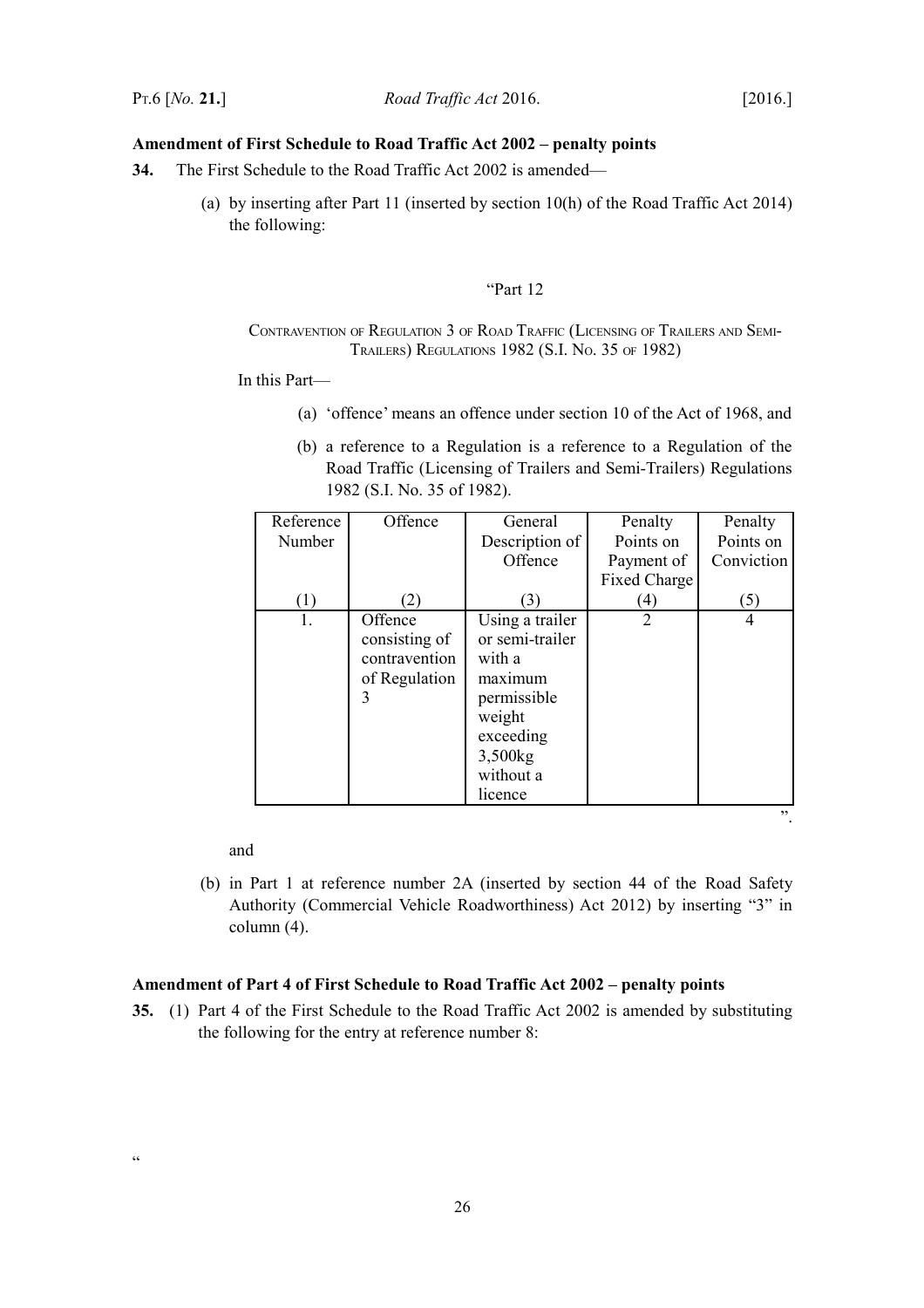**Amendment of First Schedule to Road Traffic Act 2002 – penalty points**

**34.** The First Schedule to the Road Traffic Act 2002 is amended—

(a) by inserting after Part 11 (inserted by section 10(h) of the Road Traffic Act 2014) the following:

"Part 12

CONTRAVENTION OF REGULATION 3 OF ROAD TRAFFIC (LICENSING OF TRAILERS AND SEMI-TRAILERS) REGULATIONS 1982 (S.I. NO. 35 OF 1982)

In this Part—

(a) 'offence' means an offence under section 10 of the Act of 1968, and

(b) a reference to a Regulation is a reference to a Regulation of the Road Traffic (Licensing of Trailers and Semi-Trailers) Regulations 1982 (S.I. No. 35 of 1982).

| Reference Number | Offence | General Description of Offence | Penalty Points on Payment of Fixed Charge | Penalty Points on Conviction |
|---|---|---|---|---|
| (1) | (2) | (3) | (4) | (5) |
| 1. | Offence consisting of contravention of Regulation 3 | Using a trailer or semi-trailer with a maximum permissible weight exceeding 3,500kg without a licence | 2 | 4 |

".

and

(b) in Part 1 at reference number 2A (inserted by section 44 of the Road Safety Authority (Commercial Vehicle Roadworthiness) Act 2012) by inserting "3" in column (4).

**Amendment of Part 4 of First Schedule to Road Traffic Act 2002 – penalty points**

**35.** (1) Part 4 of the First Schedule to the Road Traffic Act 2002 is amended by substituting the following for the entry at reference number 8:

"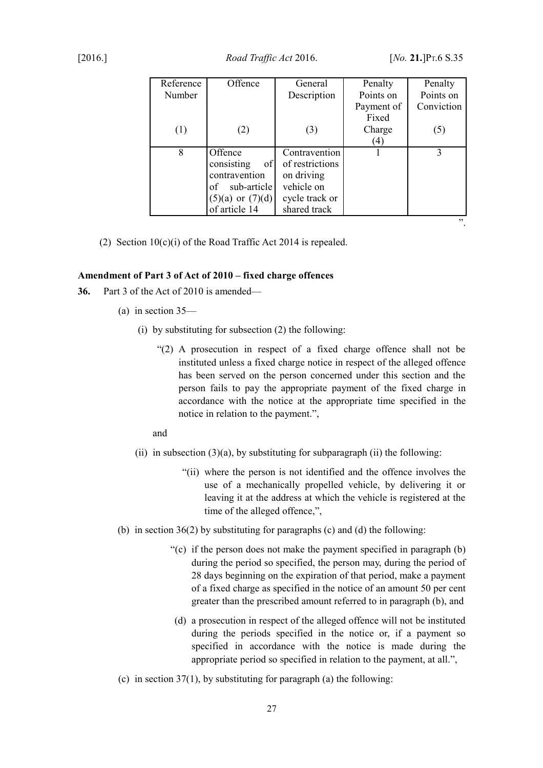| Reference Number (1) | Offence (2) | General Description (3) | Penalty Points on Payment of Fixed Charge (4) | Penalty Points on Conviction (5) |
|---|---|---|---|---|
| 8 | Offence consisting of contravention of sub-article (5)(a) or (7)(d) of article 14 | Contravention of restrictions on driving vehicle on cycle track or shared track | 1 | 3 |

".

(2) Section 10(c)(i) of the Road Traffic Act 2014 is repealed.

**Amendment of Part 3 of Act of 2010 – fixed charge offences**

**36.** Part 3 of the Act of 2010 is amended—

(a) in section 35—

(i) by substituting for subsection (2) the following:

"(2) A prosecution in respect of a fixed charge offence shall not be instituted unless a fixed charge notice in respect of the alleged offence has been served on the person concerned under this section and the person fails to pay the appropriate payment of the fixed charge in accordance with the notice at the appropriate time specified in the notice in relation to the payment.",

and

(ii) in subsection (3)(a), by substituting for subparagraph (ii) the following:

"(ii) where the person is not identified and the offence involves the use of a mechanically propelled vehicle, by delivering it or leaving it at the address at which the vehicle is registered at the time of the alleged offence,",

(b) in section 36(2) by substituting for paragraphs (c) and (d) the following:

"(c) if the person does not make the payment specified in paragraph (b) during the period so specified, the person may, during the period of 28 days beginning on the expiration of that period, make a payment of a fixed charge as specified in the notice of an amount 50 per cent greater than the prescribed amount referred to in paragraph (b), and

(d) a prosecution in respect of the alleged offence will not be instituted during the periods specified in the notice or, if a payment so specified in accordance with the notice is made during the appropriate period so specified in relation to the payment, at all.",

(c) in section 37(1), by substituting for paragraph (a) the following: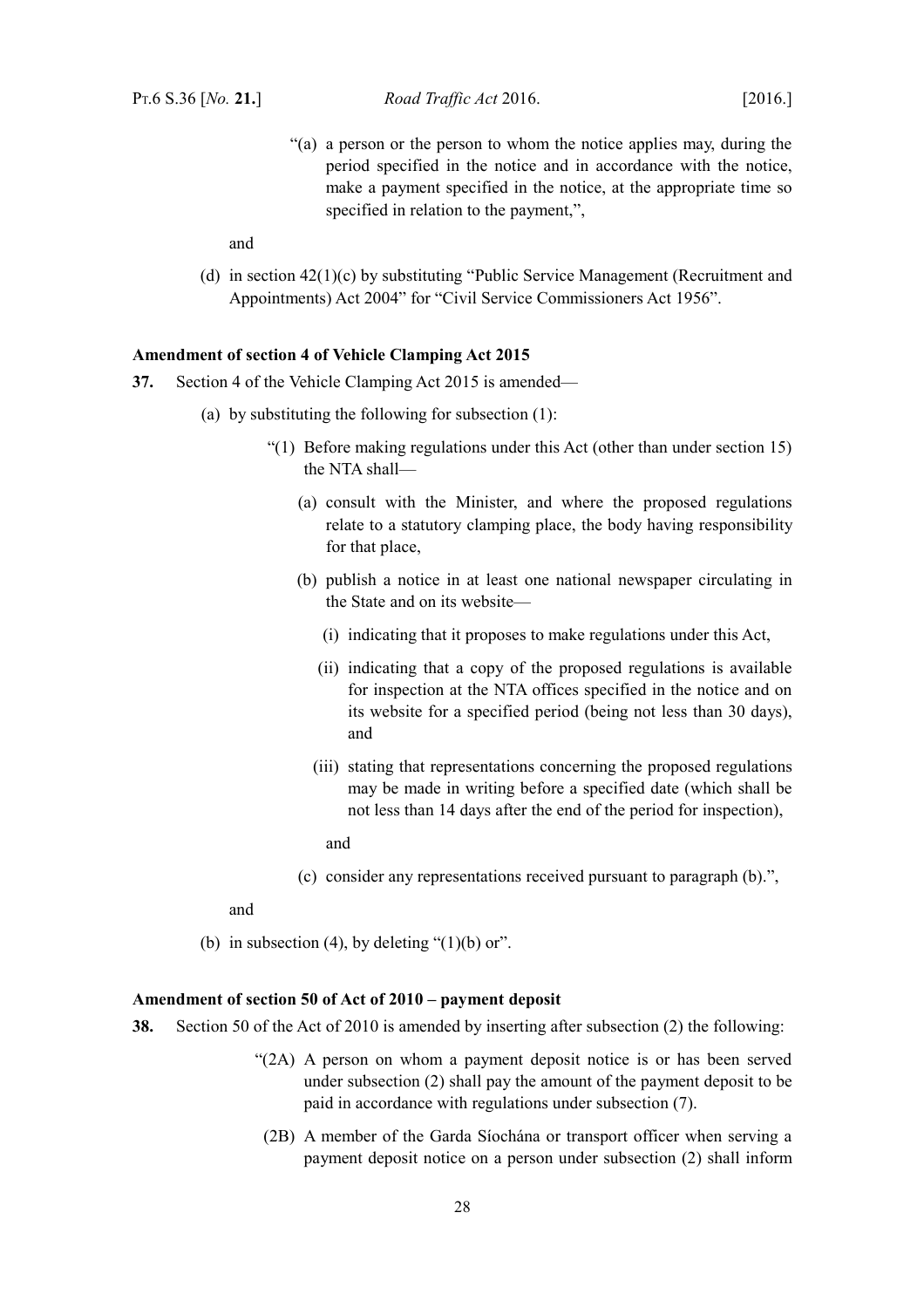"(a) a person or the person to whom the notice applies may, during the period specified in the notice and in accordance with the notice, make a payment specified in the notice, at the appropriate time so specified in relation to the payment,",

and

(d) in section 42(1)(c) by substituting "Public Service Management (Recruitment and Appointments) Act 2004" for "Civil Service Commissioners Act 1956".

**Amendment of section 4 of Vehicle Clamping Act 2015**

**37.** Section 4 of the Vehicle Clamping Act 2015 is amended—

(a) by substituting the following for subsection (1):

"(1) Before making regulations under this Act (other than under section 15) the NTA shall—

(a) consult with the Minister, and where the proposed regulations relate to a statutory clamping place, the body having responsibility for that place,

(b) publish a notice in at least one national newspaper circulating in the State and on its website—

(i) indicating that it proposes to make regulations under this Act,

(ii) indicating that a copy of the proposed regulations is available for inspection at the NTA offices specified in the notice and on its website for a specified period (being not less than 30 days), and

(iii) stating that representations concerning the proposed regulations may be made in writing before a specified date (which shall be not less than 14 days after the end of the period for inspection),

and

(c) consider any representations received pursuant to paragraph (b).",

and

(b) in subsection (4), by deleting "(1)(b) or".

**Amendment of section 50 of Act of 2010 – payment deposit**

**38.** Section 50 of the Act of 2010 is amended by inserting after subsection (2) the following:

"(2A) A person on whom a payment deposit notice is or has been served under subsection (2) shall pay the amount of the payment deposit to be paid in accordance with regulations under subsection (7).

(2B) A member of the Garda Síochána or transport officer when serving a payment deposit notice on a person under subsection (2) shall inform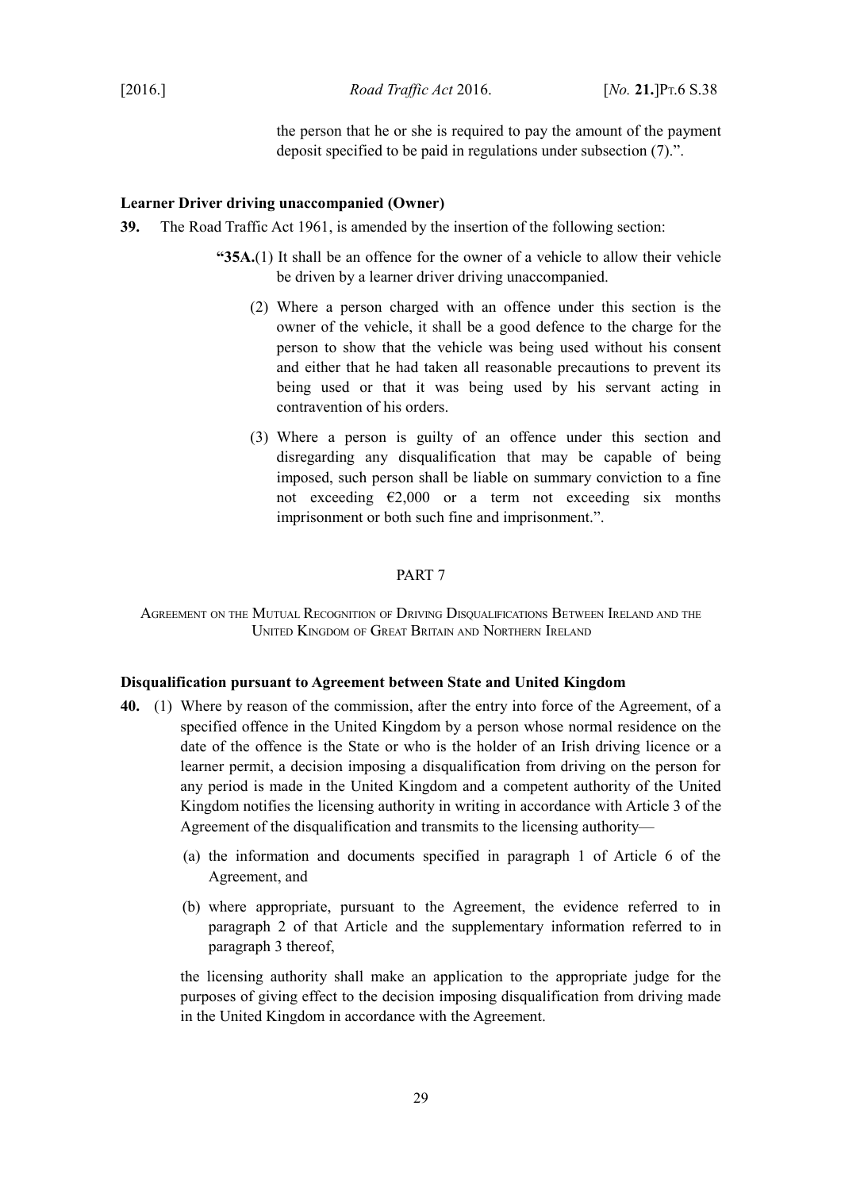the person that he or she is required to pay the amount of the payment deposit specified to be paid in regulations under subsection (7).".

**Learner Driver driving unaccompanied (Owner)**

**39.** The Road Traffic Act 1961, is amended by the insertion of the following section:

> **"35A.**(1) It shall be an offence for the owner of a vehicle to allow their vehicle be driven by a learner driver driving unaccompanied.
>
> (2) Where a person charged with an offence under this section is the owner of the vehicle, it shall be a good defence to the charge for the person to show that the vehicle was being used without his consent and either that he had taken all reasonable precautions to prevent its being used or that it was being used by his servant acting in contravention of his orders.
>
> (3) Where a person is guilty of an offence under this section and disregarding any disqualification that may be capable of being imposed, such person shall be liable on summary conviction to a fine not exceeding €2,000 or a term not exceeding six months imprisonment or both such fine and imprisonment.".

PART 7

AGREEMENT ON THE MUTUAL RECOGNITION OF DRIVING DISQUALIFICATIONS BETWEEN IRELAND AND THE UNITED KINGDOM OF GREAT BRITAIN AND NORTHERN IRELAND

**Disqualification pursuant to Agreement between State and United Kingdom**

**40.** (1) Where by reason of the commission, after the entry into force of the Agreement, of a specified offence in the United Kingdom by a person whose normal residence on the date of the offence is the State or who is the holder of an Irish driving licence or a learner permit, a decision imposing a disqualification from driving on the person for any period is made in the United Kingdom and a competent authority of the United Kingdom notifies the licensing authority in writing in accordance with Article 3 of the Agreement of the disqualification and transmits to the licensing authority—

(a) the information and documents specified in paragraph 1 of Article 6 of the Agreement, and

(b) where appropriate, pursuant to the Agreement, the evidence referred to in paragraph 2 of that Article and the supplementary information referred to in paragraph 3 thereof,

the licensing authority shall make an application to the appropriate judge for the purposes of giving effect to the decision imposing disqualification from driving made in the United Kingdom in accordance with the Agreement.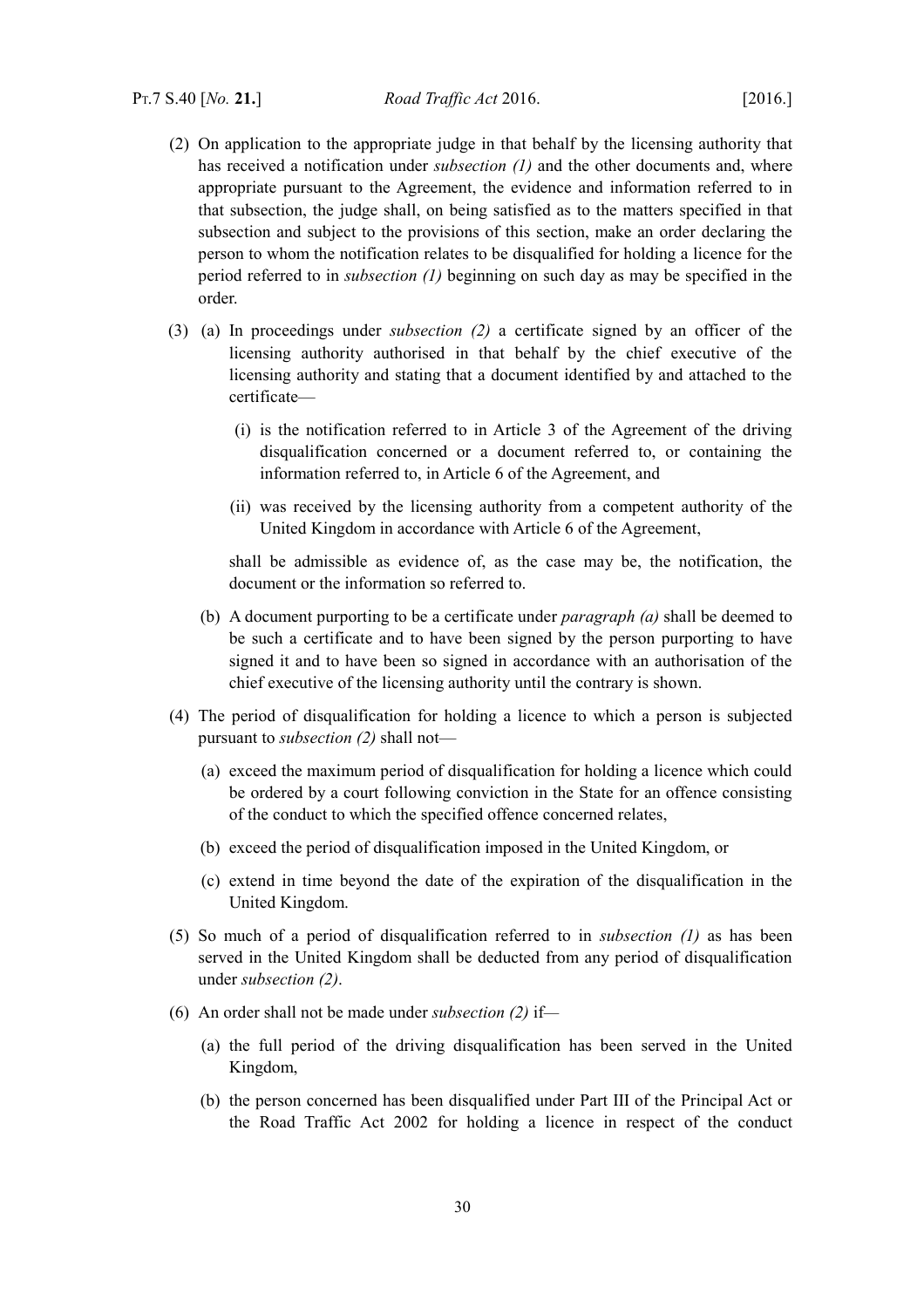(2) On application to the appropriate judge in that behalf by the licensing authority that has received a notification under *subsection (1)* and the other documents and, where appropriate pursuant to the Agreement, the evidence and information referred to in that subsection, the judge shall, on being satisfied as to the matters specified in that subsection and subject to the provisions of this section, make an order declaring the person to whom the notification relates to be disqualified for holding a licence for the period referred to in *subsection (1)* beginning on such day as may be specified in the order.

(3) (a) In proceedings under *subsection (2)* a certificate signed by an officer of the licensing authority authorised in that behalf by the chief executive of the licensing authority and stating that a document identified by and attached to the certificate—

 (i) is the notification referred to in Article 3 of the Agreement of the driving disqualification concerned or a document referred to, or containing the information referred to, in Article 6 of the Agreement, and

 (ii) was received by the licensing authority from a competent authority of the United Kingdom in accordance with Article 6 of the Agreement,

 shall be admissible as evidence of, as the case may be, the notification, the document or the information so referred to.

 (b) A document purporting to be a certificate under *paragraph (a)* shall be deemed to be such a certificate and to have been signed by the person purporting to have signed it and to have been so signed in accordance with an authorisation of the chief executive of the licensing authority until the contrary is shown.

(4) The period of disqualification for holding a licence to which a person is subjected pursuant to *subsection (2)* shall not—

 (a) exceed the maximum period of disqualification for holding a licence which could be ordered by a court following conviction in the State for an offence consisting of the conduct to which the specified offence concerned relates,

 (b) exceed the period of disqualification imposed in the United Kingdom, or

 (c) extend in time beyond the date of the expiration of the disqualification in the United Kingdom.

(5) So much of a period of disqualification referred to in *subsection (1)* as has been served in the United Kingdom shall be deducted from any period of disqualification under *subsection (2)*.

(6) An order shall not be made under *subsection (2)* if—

 (a) the full period of the driving disqualification has been served in the United Kingdom,

 (b) the person concerned has been disqualified under Part III of the Principal Act or the Road Traffic Act 2002 for holding a licence in respect of the conduct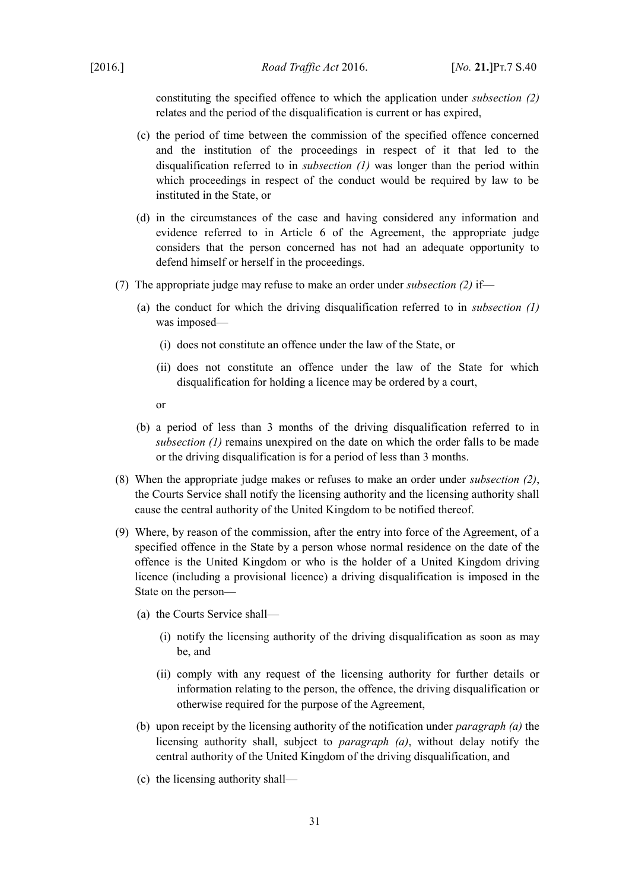constituting the specified offence to which the application under *subsection (2)* relates and the period of the disqualification is current or has expired,

(c) the period of time between the commission of the specified offence concerned and the institution of the proceedings in respect of it that led to the disqualification referred to in *subsection (1)* was longer than the period within which proceedings in respect of the conduct would be required by law to be instituted in the State, or

(d) in the circumstances of the case and having considered any information and evidence referred to in Article 6 of the Agreement, the appropriate judge considers that the person concerned has not had an adequate opportunity to defend himself or herself in the proceedings.

(7) The appropriate judge may refuse to make an order under *subsection (2)* if—

(a) the conduct for which the driving disqualification referred to in *subsection (1)* was imposed—

(i) does not constitute an offence under the law of the State, or

(ii) does not constitute an offence under the law of the State for which disqualification for holding a licence may be ordered by a court,

or

(b) a period of less than 3 months of the driving disqualification referred to in *subsection (1)* remains unexpired on the date on which the order falls to be made or the driving disqualification is for a period of less than 3 months.

(8) When the appropriate judge makes or refuses to make an order under *subsection (2)*, the Courts Service shall notify the licensing authority and the licensing authority shall cause the central authority of the United Kingdom to be notified thereof.

(9) Where, by reason of the commission, after the entry into force of the Agreement, of a specified offence in the State by a person whose normal residence on the date of the offence is the United Kingdom or who is the holder of a United Kingdom driving licence (including a provisional licence) a driving disqualification is imposed in the State on the person—

(a) the Courts Service shall—

(i) notify the licensing authority of the driving disqualification as soon as may be, and

(ii) comply with any request of the licensing authority for further details or information relating to the person, the offence, the driving disqualification or otherwise required for the purpose of the Agreement,

(b) upon receipt by the licensing authority of the notification under *paragraph (a)* the licensing authority shall, subject to *paragraph (a)*, without delay notify the central authority of the United Kingdom of the driving disqualification, and

(c) the licensing authority shall—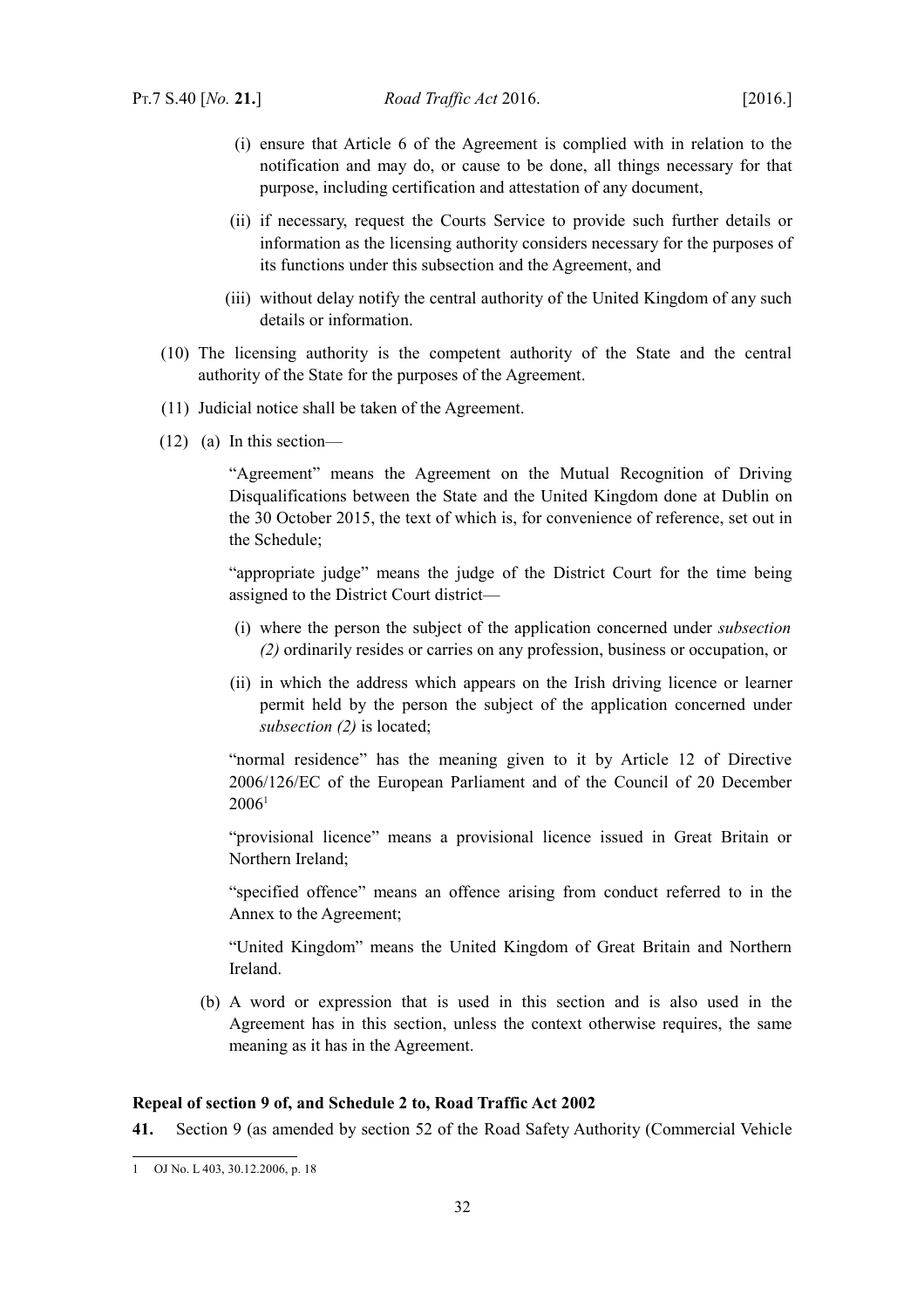(i) ensure that Article 6 of the Agreement is complied with in relation to the notification and may do, or cause to be done, all things necessary for that purpose, including certification and attestation of any document,

(ii) if necessary, request the Courts Service to provide such further details or information as the licensing authority considers necessary for the purposes of its functions under this subsection and the Agreement, and

(iii) without delay notify the central authority of the United Kingdom of any such details or information.

(10) The licensing authority is the competent authority of the State and the central authority of the State for the purposes of the Agreement.

(11) Judicial notice shall be taken of the Agreement.

(12) (a) In this section—

"Agreement" means the Agreement on the Mutual Recognition of Driving Disqualifications between the State and the United Kingdom done at Dublin on the 30 October 2015, the text of which is, for convenience of reference, set out in the Schedule;

"appropriate judge" means the judge of the District Court for the time being assigned to the District Court district—

(i) where the person the subject of the application concerned under *subsection (2)* ordinarily resides or carries on any profession, business or occupation, or

(ii) in which the address which appears on the Irish driving licence or learner permit held by the person the subject of the application concerned under *subsection (2)* is located;

"normal residence" has the meaning given to it by Article 12 of Directive 2006/126/EC of the European Parliament and of the Council of 20 December 2006[1]

"provisional licence" means a provisional licence issued in Great Britain or Northern Ireland;

"specified offence" means an offence arising from conduct referred to in the Annex to the Agreement;

"United Kingdom" means the United Kingdom of Great Britain and Northern Ireland.

(b) A word or expression that is used in this section and is also used in the Agreement has in this section, unless the context otherwise requires, the same meaning as it has in the Agreement.

**Repeal of section 9 of, and Schedule 2 to, Road Traffic Act 2002**

**41.** Section 9 (as amended by section 52 of the Road Safety Authority (Commercial Vehicle

---

1 OJ No. L 403, 30.12.2006, p. 18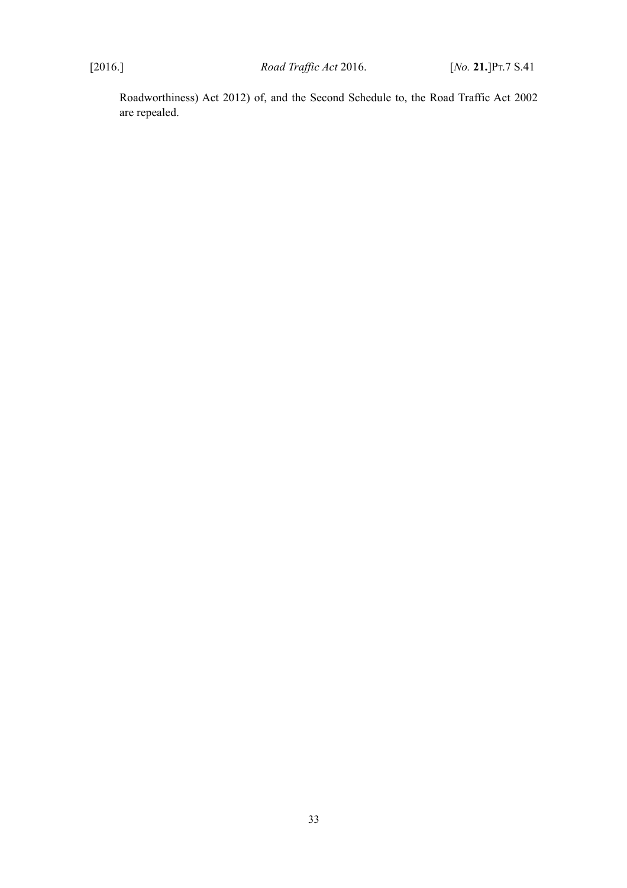Roadworthiness) Act 2012) of, and the Second Schedule to, the Road Traffic Act 2002 are repealed.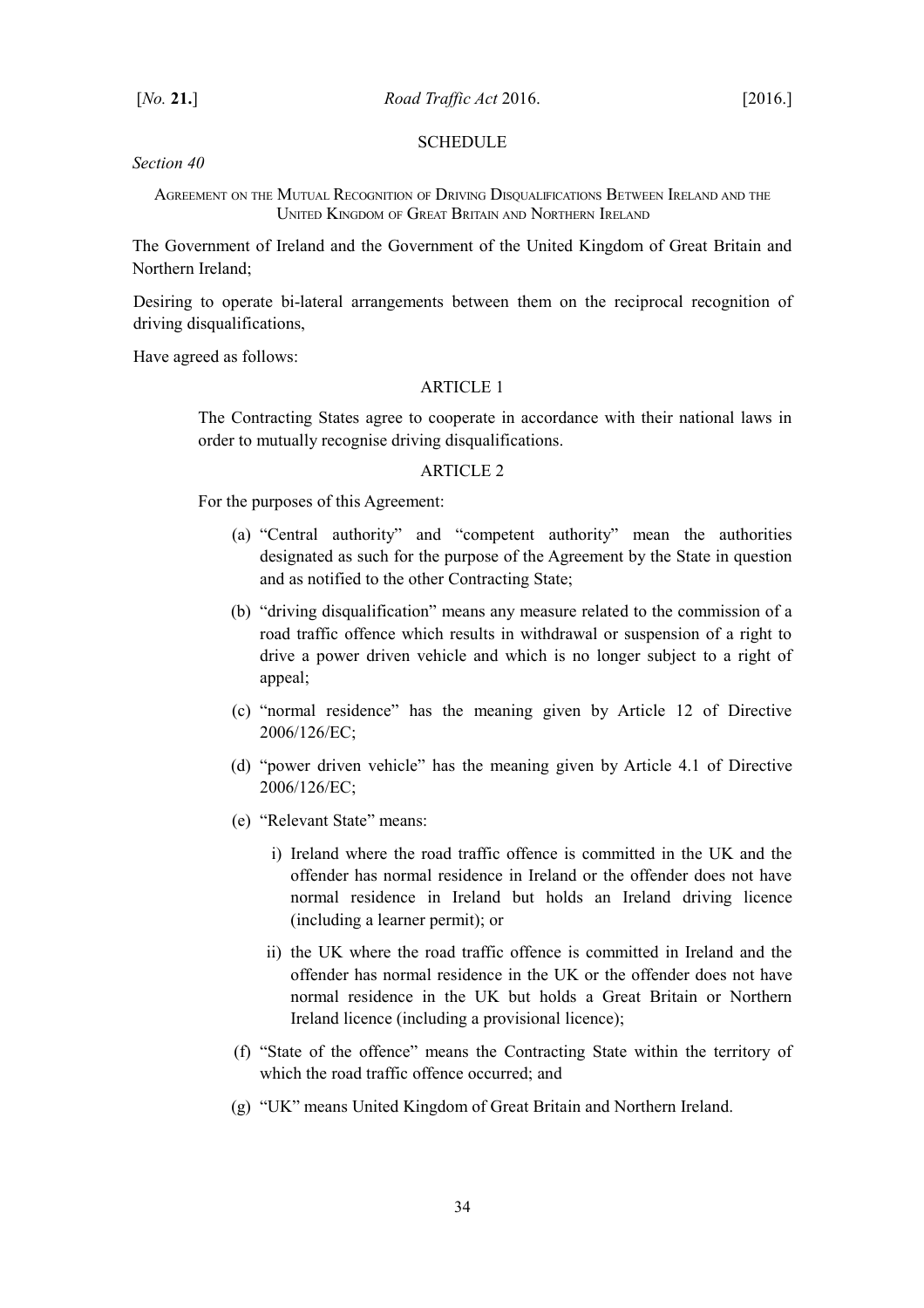## SCHEDULE

*Section 40*

### Agreement on the Mutual Recognition of Driving Disqualifications Between Ireland and the United Kingdom of Great Britain and Northern Ireland

The Government of Ireland and the Government of the United Kingdom of Great Britain and Northern Ireland;

Desiring to operate bi-lateral arrangements between them on the reciprocal recognition of driving disqualifications,

Have agreed as follows:

#### ARTICLE 1

The Contracting States agree to cooperate in accordance with their national laws in order to mutually recognise driving disqualifications.

#### ARTICLE 2

For the purposes of this Agreement:

(a) "Central authority" and "competent authority" mean the authorities designated as such for the purpose of the Agreement by the State in question and as notified to the other Contracting State;

(b) "driving disqualification" means any measure related to the commission of a road traffic offence which results in withdrawal or suspension of a right to drive a power driven vehicle and which is no longer subject to a right of appeal;

(c) "normal residence" has the meaning given by Article 12 of Directive 2006/126/EC;

(d) "power driven vehicle" has the meaning given by Article 4.1 of Directive 2006/126/EC;

(e) "Relevant State" means:

i) Ireland where the road traffic offence is committed in the UK and the offender has normal residence in Ireland or the offender does not have normal residence in Ireland but holds an Ireland driving licence (including a learner permit); or

ii) the UK where the road traffic offence is committed in Ireland and the offender has normal residence in the UK or the offender does not have normal residence in the UK but holds a Great Britain or Northern Ireland licence (including a provisional licence);

(f) "State of the offence" means the Contracting State within the territory of which the road traffic offence occurred; and

(g) "UK" means United Kingdom of Great Britain and Northern Ireland.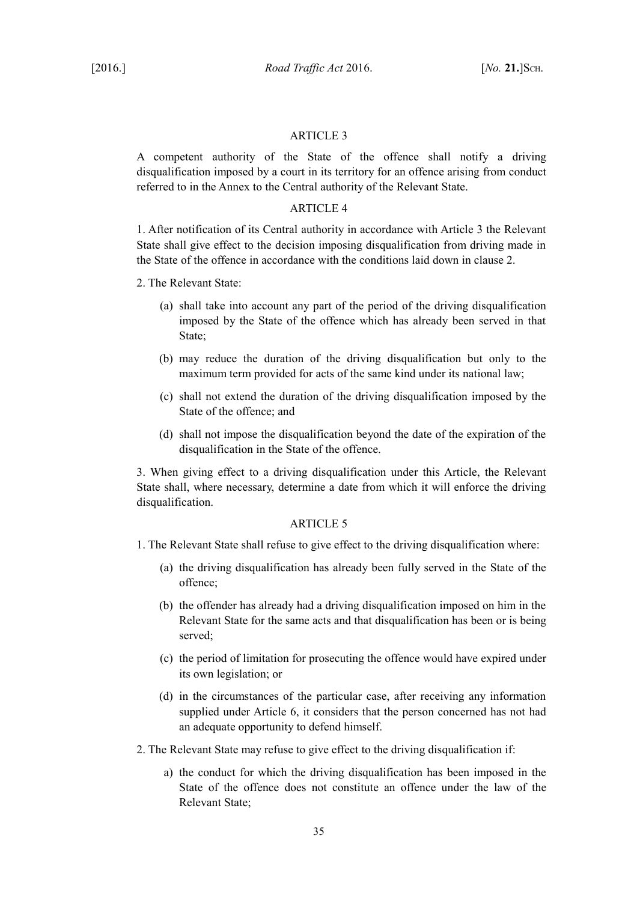ARTICLE 3

A competent authority of the State of the offence shall notify a driving disqualification imposed by a court in its territory for an offence arising from conduct referred to in the Annex to the Central authority of the Relevant State.

ARTICLE 4

1. After notification of its Central authority in accordance with Article 3 the Relevant State shall give effect to the decision imposing disqualification from driving made in the State of the offence in accordance with the conditions laid down in clause 2.

2. The Relevant State:

(a) shall take into account any part of the period of the driving disqualification imposed by the State of the offence which has already been served in that State;

(b) may reduce the duration of the driving disqualification but only to the maximum term provided for acts of the same kind under its national law;

(c) shall not extend the duration of the driving disqualification imposed by the State of the offence; and

(d) shall not impose the disqualification beyond the date of the expiration of the disqualification in the State of the offence.

3. When giving effect to a driving disqualification under this Article, the Relevant State shall, where necessary, determine a date from which it will enforce the driving disqualification.

ARTICLE 5

1. The Relevant State shall refuse to give effect to the driving disqualification where:

(a) the driving disqualification has already been fully served in the State of the offence;

(b) the offender has already had a driving disqualification imposed on him in the Relevant State for the same acts and that disqualification has been or is being served;

(c) the period of limitation for prosecuting the offence would have expired under its own legislation; or

(d) in the circumstances of the particular case, after receiving any information supplied under Article 6, it considers that the person concerned has not had an adequate opportunity to defend himself.

2. The Relevant State may refuse to give effect to the driving disqualification if:

a) the conduct for which the driving disqualification has been imposed in the State of the offence does not constitute an offence under the law of the Relevant State;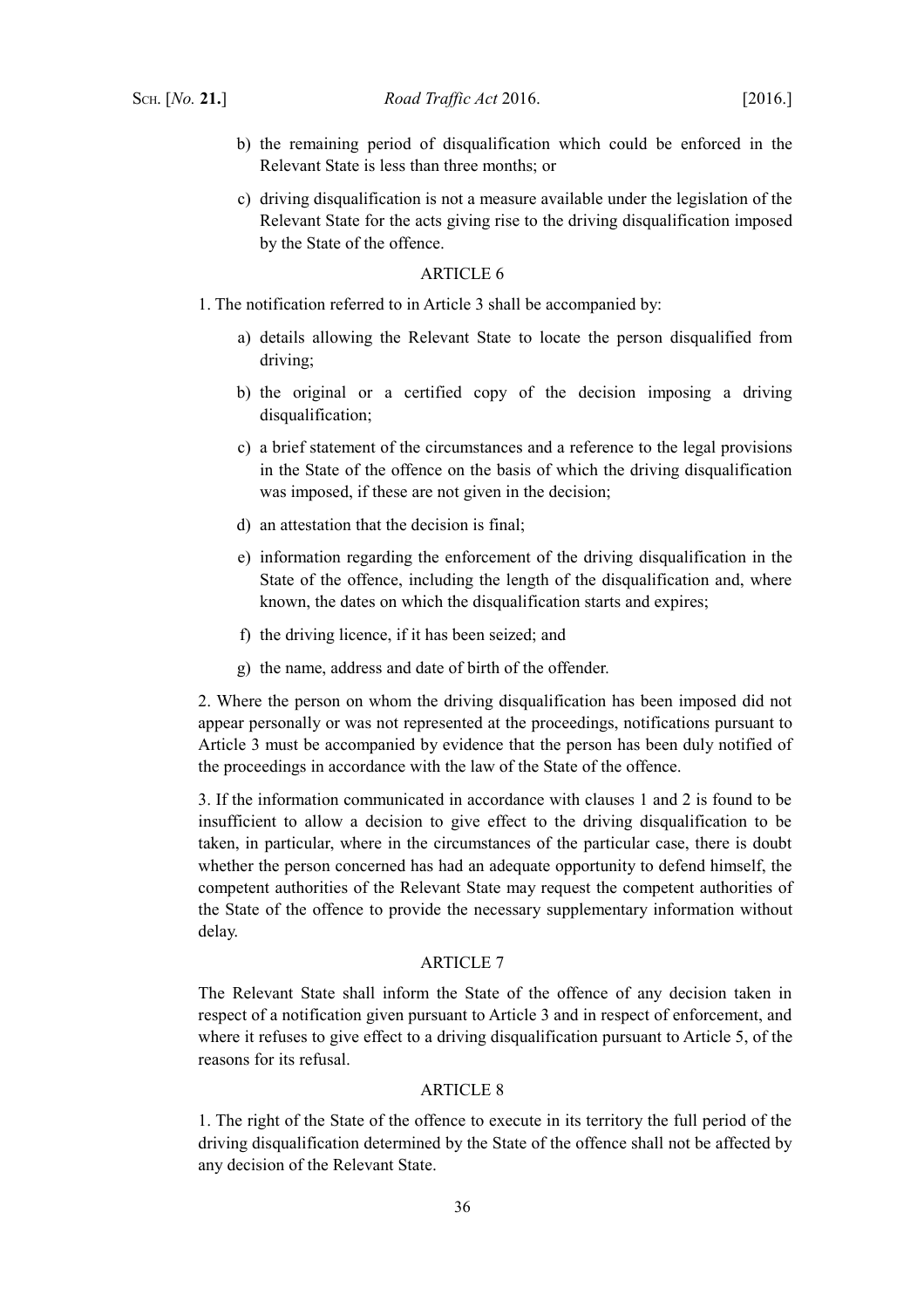b) the remaining period of disqualification which could be enforced in the Relevant State is less than three months; or

c) driving disqualification is not a measure available under the legislation of the Relevant State for the acts giving rise to the driving disqualification imposed by the State of the offence.

ARTICLE 6

1. The notification referred to in Article 3 shall be accompanied by:

a) details allowing the Relevant State to locate the person disqualified from driving;

b) the original or a certified copy of the decision imposing a driving disqualification;

c) a brief statement of the circumstances and a reference to the legal provisions in the State of the offence on the basis of which the driving disqualification was imposed, if these are not given in the decision;

d) an attestation that the decision is final;

e) information regarding the enforcement of the driving disqualification in the State of the offence, including the length of the disqualification and, where known, the dates on which the disqualification starts and expires;

f) the driving licence, if it has been seized; and

g) the name, address and date of birth of the offender.

2. Where the person on whom the driving disqualification has been imposed did not appear personally or was not represented at the proceedings, notifications pursuant to Article 3 must be accompanied by evidence that the person has been duly notified of the proceedings in accordance with the law of the State of the offence.

3. If the information communicated in accordance with clauses 1 and 2 is found to be insufficient to allow a decision to give effect to the driving disqualification to be taken, in particular, where in the circumstances of the particular case, there is doubt whether the person concerned has had an adequate opportunity to defend himself, the competent authorities of the Relevant State may request the competent authorities of the State of the offence to provide the necessary supplementary information without delay.

ARTICLE 7

The Relevant State shall inform the State of the offence of any decision taken in respect of a notification given pursuant to Article 3 and in respect of enforcement, and where it refuses to give effect to a driving disqualification pursuant to Article 5, of the reasons for its refusal.

ARTICLE 8

1. The right of the State of the offence to execute in its territory the full period of the driving disqualification determined by the State of the offence shall not be affected by any decision of the Relevant State.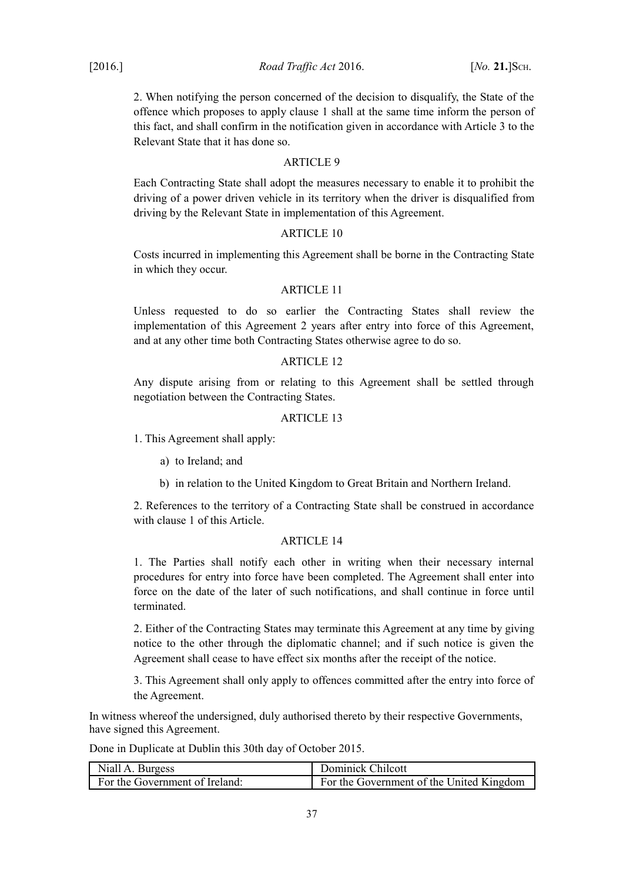2. When notifying the person concerned of the decision to disqualify, the State of the offence which proposes to apply clause 1 shall at the same time inform the person of this fact, and shall confirm in the notification given in accordance with Article 3 to the Relevant State that it has done so.

ARTICLE 9

Each Contracting State shall adopt the measures necessary to enable it to prohibit the driving of a power driven vehicle in its territory when the driver is disqualified from driving by the Relevant State in implementation of this Agreement.

ARTICLE 10

Costs incurred in implementing this Agreement shall be borne in the Contracting State in which they occur.

ARTICLE 11

Unless requested to do so earlier the Contracting States shall review the implementation of this Agreement 2 years after entry into force of this Agreement, and at any other time both Contracting States otherwise agree to do so.

ARTICLE 12

Any dispute arising from or relating to this Agreement shall be settled through negotiation between the Contracting States.

ARTICLE 13

1. This Agreement shall apply:

a) to Ireland; and

b) in relation to the United Kingdom to Great Britain and Northern Ireland.

2. References to the territory of a Contracting State shall be construed in accordance with clause 1 of this Article.

ARTICLE 14

1. The Parties shall notify each other in writing when their necessary internal procedures for entry into force have been completed. The Agreement shall enter into force on the date of the later of such notifications, and shall continue in force until terminated.

2. Either of the Contracting States may terminate this Agreement at any time by giving notice to the other through the diplomatic channel; and if such notice is given the Agreement shall cease to have effect six months after the receipt of the notice.

3. This Agreement shall only apply to offences committed after the entry into force of the Agreement.

In witness whereof the undersigned, duly authorised thereto by their respective Governments, have signed this Agreement.

Done in Duplicate at Dublin this 30th day of October 2015.

| Niall A. Burgess | Dominick Chilcott |
|---|---|
| For the Government of Ireland: | For the Government of the United Kingdom |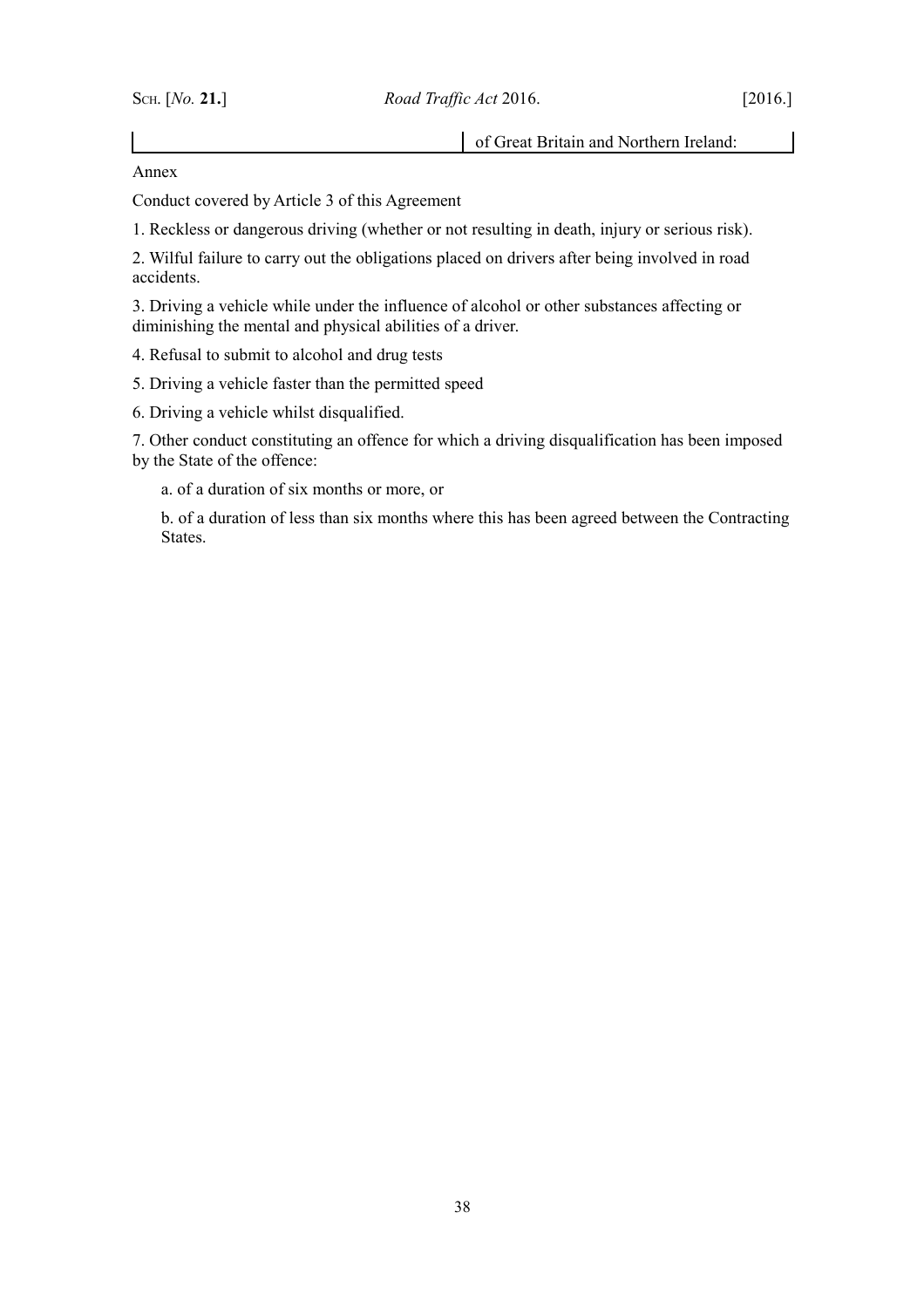| | |
|---|---|
| | of Great Britain and Northern Ireland: |

Annex

Conduct covered by Article 3 of this Agreement

1. Reckless or dangerous driving (whether or not resulting in death, injury or serious risk).

2. Wilful failure to carry out the obligations placed on drivers after being involved in road accidents.

3. Driving a vehicle while under the influence of alcohol or other substances affecting or diminishing the mental and physical abilities of a driver.

4. Refusal to submit to alcohol and drug tests

5. Driving a vehicle faster than the permitted speed

6. Driving a vehicle whilst disqualified.

7. Other conduct constituting an offence for which a driving disqualification has been imposed by the State of the offence:

a. of a duration of six months or more, or

b. of a duration of less than six months where this has been agreed between the Contracting States.